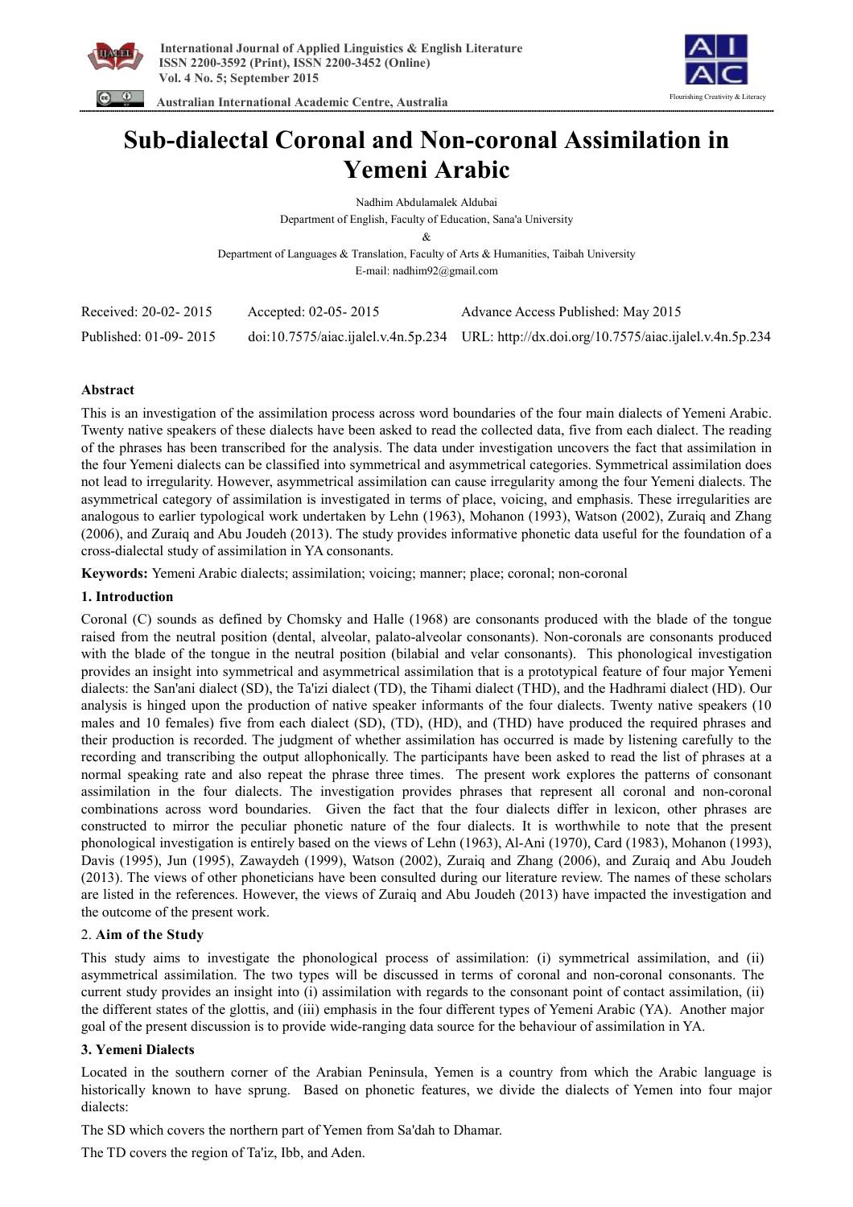# Sub-dialectal Coronal and Non-coronal Assimilation in Yemeni Arabic

Nadhim Abdulamalek Aldubai

Department of English, Faculty of Education, Sana'a University

&

Department of Languages & Translation, Faculty of Arts & Humanities, Taibah University

E-mail: nadhim92@gmail.com

| | | |
|---|---|---|
| Received: 20-02- 2015 | Accepted: 02-05- 2015 | Advance Access Published: May 2015 |
| Published: 01-09- 2015 | doi:10.7575/aiac.ijalel.v.4n.5p.234 | URL: http://dx.doi.org/10.7575/aiac.ijalel.v.4n.5p.234 |

**Abstract**

This is an investigation of the assimilation process across word boundaries of the four main dialects of Yemeni Arabic. Twenty native speakers of these dialects have been asked to read the collected data, five from each dialect. The reading of the phrases has been transcribed for the analysis. The data under investigation uncovers the fact that assimilation in the four Yemeni dialects can be classified into symmetrical and asymmetrical categories. Symmetrical assimilation does not lead to irregularity. However, asymmetrical assimilation can cause irregularity among the four Yemeni dialects. The asymmetrical category of assimilation is investigated in terms of place, voicing, and emphasis. These irregularities are analogous to earlier typological work undertaken by Lehn (1963), Mohanon (1993), Watson (2002), Zuraiq and Zhang (2006), and Zuraiq and Abu Joudeh (2013). The study provides informative phonetic data useful for the foundation of a cross-dialectal study of assimilation in YA consonants.

**Keywords:** Yemeni Arabic dialects; assimilation; voicing; manner; place; coronal; non-coronal

## 1. Introduction

Coronal (C) sounds as defined by Chomsky and Halle (1968) are consonants produced with the blade of the tongue raised from the neutral position (dental, alveolar, palato-alveolar consonants). Non-coronals are consonants produced with the blade of the tongue in the neutral position (bilabial and velar consonants). This phonological investigation provides an insight into symmetrical and asymmetrical assimilation that is a prototypical feature of four major Yemeni dialects: the San'ani dialect (SD), the Ta'izi dialect (TD), the Tihami dialect (THD), and the Hadhrami dialect (HD). Our analysis is hinged upon the production of native speaker informants of the four dialects. Twenty native speakers (10 males and 10 females) five from each dialect (SD), (TD), (HD), and (THD) have produced the required phrases and their production is recorded. The judgment of whether assimilation has occurred is made by listening carefully to the recording and transcribing the output allophonically. The participants have been asked to read the list of phrases at a normal speaking rate and also repeat the phrase three times. The present work explores the patterns of consonant assimilation in the four dialects. The investigation provides phrases that represent all coronal and non-coronal combinations across word boundaries. Given the fact that the four dialects differ in lexicon, other phrases are constructed to mirror the peculiar phonetic nature of the four dialects. It is worthwhile to note that the present phonological investigation is entirely based on the views of Lehn (1963), Al-Ani (1970), Card (1983), Mohanon (1993), Davis (1995), Jun (1995), Zawaydeh (1999), Watson (2002), Zuraiq and Zhang (2006), and Zuraiq and Abu Joudeh (2013). The views of other phoneticians have been consulted during our literature review. The names of these scholars are listed in the references. However, the views of Zuraiq and Abu Joudeh (2013) have impacted the investigation and the outcome of the present work.

## 2. Aim of the Study

This study aims to investigate the phonological process of assimilation: (i) symmetrical assimilation, and (ii) asymmetrical assimilation. The two types will be discussed in terms of coronal and non-coronal consonants. The current study provides an insight into (i) assimilation with regards to the consonant point of contact assimilation, (ii) the different states of the glottis, and (iii) emphasis in the four different types of Yemeni Arabic (YA). Another major goal of the present discussion is to provide wide-ranging data source for the behaviour of assimilation in YA.

## 3. Yemeni Dialects

Located in the southern corner of the Arabian Peninsula, Yemen is a country from which the Arabic language is historically known to have sprung. Based on phonetic features, we divide the dialects of Yemen into four major dialects:

The SD which covers the northern part of Yemen from Sa'dah to Dhamar.

The TD covers the region of Ta'iz, Ibb, and Aden.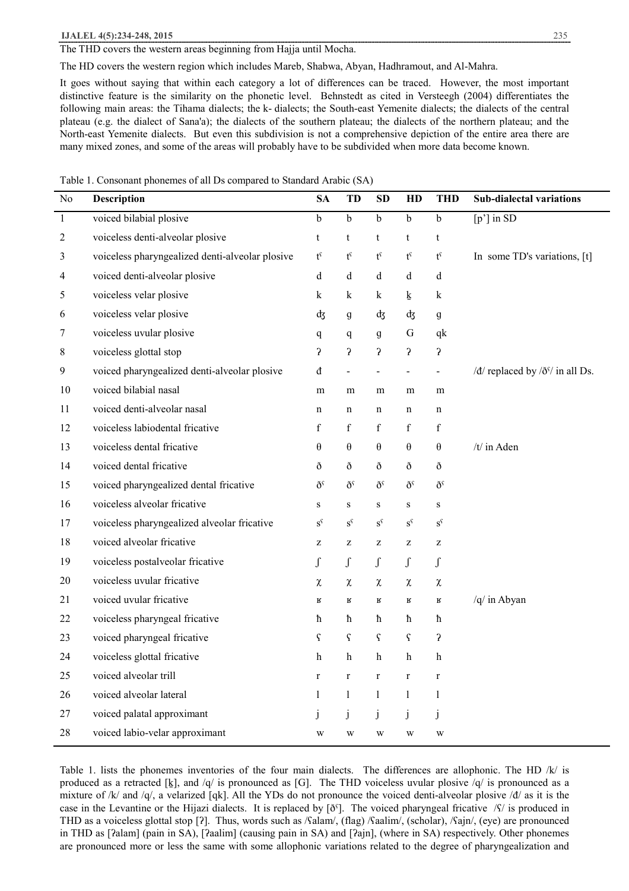The THD covers the western areas beginning from Hajja until Mocha.

The HD covers the western region which includes Mareb, Shabwa, Abyan, Hadhramout, and Al-Mahra.

It goes without saying that within each category a lot of differences can be traced. However, the most important distinctive feature is the similarity on the phonetic level. Behnstedt as cited in Versteegh (2004) differentiates the following main areas: the Tihama dialects; the k- dialects; the South-east Yemenite dialects; the dialects of the central plateau (e.g. the dialect of Sana'a); the dialects of the southern plateau; the dialects of the northern plateau; and the North-east Yemenite dialects. But even this subdivision is not a comprehensive depiction of the entire area there are many mixed zones, and some of the areas will probably have to be subdivided when more data become known.

Table 1. Consonant phonemes of all Ds compared to Standard Arabic (SA)

| No | Description | SA | TD | SD | HD | THD | Sub-dialectal variations |
|---|---|---|---|---|---|---|---|
| 1 | voiced bilabial plosive | b | b | b | b | b | [p'] in SD |
| 2 | voiceless denti-alveolar plosive | t | t | t | t | t | |
| 3 | voiceless pharyngealized denti-alveolar plosive | tˤ | tˤ | tˤ | tˤ | tˤ | In some TD's variations, [t] |
| 4 | voiced denti-alveolar plosive | d | d | d | d | d | |
| 5 | voiceless velar plosive | k | k | k | k̠ | k | |
| 6 | voiceless velar plosive | ʤ | g | ʤ | ʤ | g | |
| 7 | voiceless uvular plosive | q | q | g | G | qk | |
| 8 | voiceless glottal stop | ʔ | ʔ | ʔ | ʔ | ʔ | |
| 9 | voiced pharyngealized denti-alveolar plosive | đ | - | - | - | - | /đ/ replaced by /ðˤ/ in all Ds. |
| 10 | voiced bilabial nasal | m | m | m | m | m | |
| 11 | voiced denti-alveolar nasal | n | n | n | n | n | |
| 12 | voiceless labiodental fricative | f | f | f | f | f | |
| 13 | voiceless dental fricative | θ | θ | θ | θ | θ | /t/ in Aden |
| 14 | voiced dental fricative | ð | ð | ð | ð | ð | |
| 15 | voiced pharyngealized dental fricative | ðˤ | ðˤ | ðˤ | ðˤ | ðˤ | |
| 16 | voiceless alveolar fricative | s | s | s | s | s | |
| 17 | voiceless pharyngealized alveolar fricative | sˤ | sˤ | sˤ | sˤ | sˤ | |
| 18 | voiced alveolar fricative | z | z | z | z | z | |
| 19 | voiceless postalveolar fricative | ʃ | ʃ | ʃ | ʃ | ʃ | |
| 20 | voiceless uvular fricative | χ | χ | χ | χ | χ | |
| 21 | voiced uvular fricative | ʁ | ʁ | ʁ | ʁ | ʁ | /q/ in Abyan |
| 22 | voiceless pharyngeal fricative | ħ | ħ | ħ | ħ | ħ | |
| 23 | voiced pharyngeal fricative | ʕ | ʕ | ʕ | ʕ | ʔ | |
| 24 | voiceless glottal fricative | h | h | h | h | h | |
| 25 | voiced alveolar trill | r | r | r | r | r | |
| 26 | voiced alveolar lateral | l | l | l | l | l | |
| 27 | voiced palatal approximant | j | j | j | j | j | |
| 28 | voiced labio-velar approximant | w | w | w | w | w | |

Table 1. lists the phonemes inventories of the four main dialects. The differences are allophonic. The HD /k/ is produced as a retracted [k̠], and /q/ is pronounced as [G]. The THD voiceless uvular plosive /q/ is pronounced as a mixture of /k/ and /q/, a velarized [qk]. All the YDs do not pronounce the voiced denti-alveolar plosive /đ/ as it is the case in the Levantine or the Hijazi dialects. It is replaced by [ðˤ]. The voiced pharyngeal fricative /ʕ/ is produced in THD as a voiceless glottal stop [ʔ]. Thus, words such as /ʕalam/, (flag) /ʕaalim/, (scholar), /ʕajn/, (eye) are pronounced in THD as [ʔalam] (pain in SA), [ʔaalim] (causing pain in SA) and [ʔajn], (where in SA) respectively. Other phonemes are pronounced more or less the same with some allophonic variations related to the degree of pharyngealization and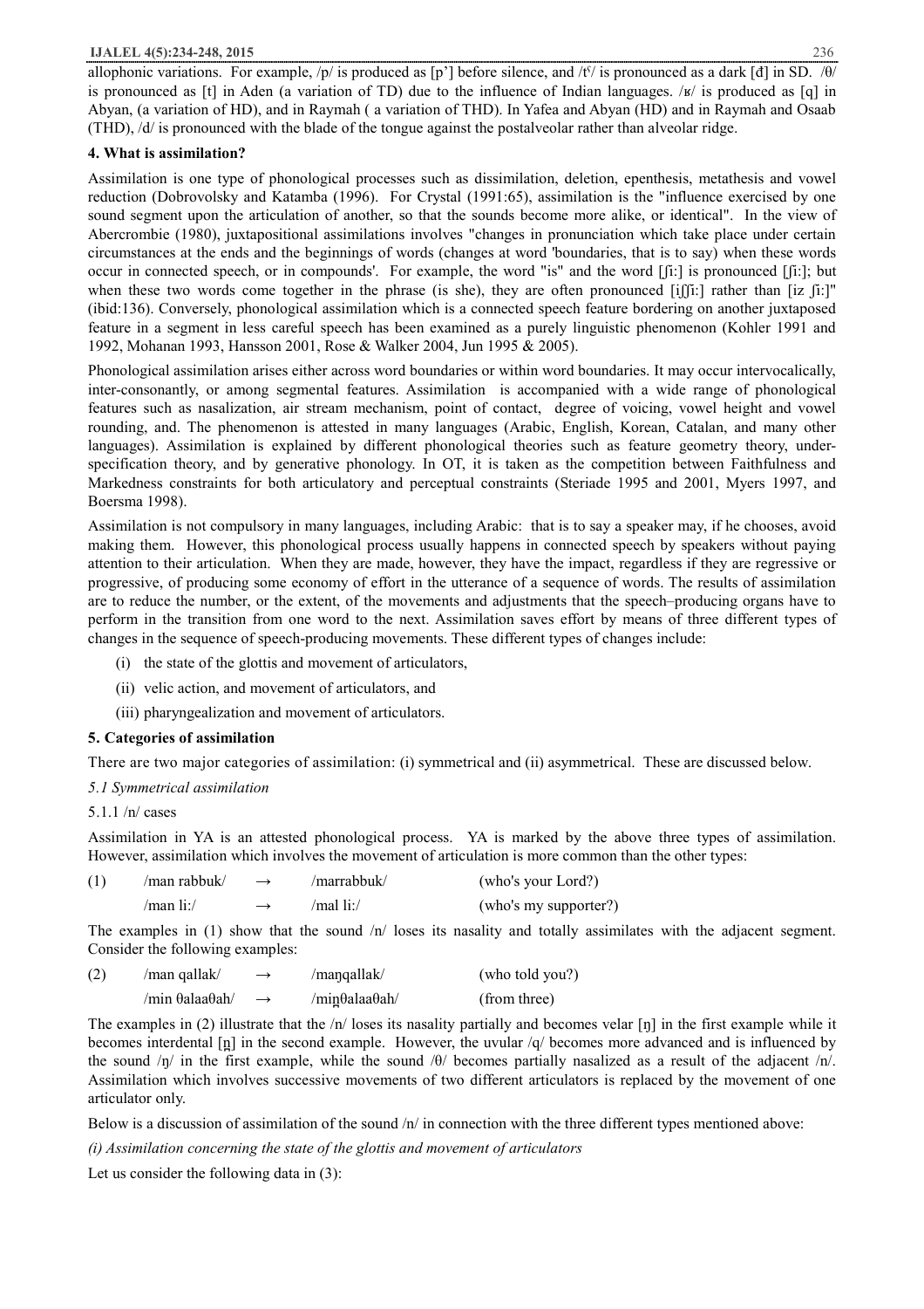allophonic variations. For example, /p/ is produced as [p'] before silence, and /tˤ/ is pronounced as a dark [đ] in SD. /θ/ is pronounced as [t] in Aden (a variation of TD) due to the influence of Indian languages. /ʁ/ is produced as [q] in Abyan, (a variation of HD), and in Raymah ( a variation of THD). In Yafea and Abyan (HD) and in Raymah and Osaab (THD), /d/ is pronounced with the blade of the tongue against the postalveolar rather than alveolar ridge.

### 4. What is assimilation?

Assimilation is one type of phonological processes such as dissimilation, deletion, epenthesis, metathesis and vowel reduction (Dobrovolsky and Katamba (1996). For Crystal (1991:65), assimilation is the "influence exercised by one sound segment upon the articulation of another, so that the sounds become more alike, or identical". In the view of Abercrombie (1980), juxtapositional assimilations involves "changes in pronunciation which take place under certain circumstances at the ends and the beginnings of words (changes at word 'boundaries, that is to say) when these words occur in connected speech, or in compounds'. For example, the word "is" and the word [ʃi:] is pronounced [ʃi:]; but when these two words come together in the phrase (is she), they are often pronounced [iʃʃi:] rather than [iz ʃi:]" (ibid:136). Conversely, phonological assimilation which is a connected speech feature bordering on another juxtaposed feature in a segment in less careful speech has been examined as a purely linguistic phenomenon (Kohler 1991 and 1992, Mohanan 1993, Hansson 2001, Rose & Walker 2004, Jun 1995 & 2005).

Phonological assimilation arises either across word boundaries or within word boundaries. It may occur intervocalically, inter-consonantly, or among segmental features. Assimilation is accompanied with a wide range of phonological features such as nasalization, air stream mechanism, point of contact, degree of voicing, vowel height and vowel rounding, and. The phenomenon is attested in many languages (Arabic, English, Korean, Catalan, and many other languages). Assimilation is explained by different phonological theories such as feature geometry theory, under-specification theory, and by generative phonology. In OT, it is taken as the competition between Faithfulness and Markedness constraints for both articulatory and perceptual constraints (Steriade 1995 and 2001, Myers 1997, and Boersma 1998).

Assimilation is not compulsory in many languages, including Arabic: that is to say a speaker may, if he chooses, avoid making them. However, this phonological process usually happens in connected speech by speakers without paying attention to their articulation. When they are made, however, they have the impact, regardless if they are regressive or progressive, of producing some economy of effort in the utterance of a sequence of words. The results of assimilation are to reduce the number, or the extent, of the movements and adjustments that the speech–producing organs have to perform in the transition from one word to the next. Assimilation saves effort by means of three different types of changes in the sequence of speech-producing movements. These different types of changes include:

(i) the state of the glottis and movement of articulators,

(ii) velic action, and movement of articulators, and

(iii) pharyngealization and movement of articulators.

### 5. Categories of assimilation

There are two major categories of assimilation: (i) symmetrical and (ii) asymmetrical. These are discussed below.

*5.1 Symmetrical assimilation*

5.1.1 /n/ cases

Assimilation in YA is an attested phonological process. YA is marked by the above three types of assimilation. However, assimilation which involves the movement of articulation is more common than the other types:

| | | | | |
|---|---|---|---|---|
| (1) | /man rabbuk/ | → | /marrabbuk/ | (who's your Lord?) |
| | /man li:/ | → | /mal li:/ | (who's my supporter?) |

The examples in (1) show that the sound /n/ loses its nasality and totally assimilates with the adjacent segment. Consider the following examples:

| | | | | |
|---|---|---|---|---|
| (2) | /man qallak/ | → | /maŋqallak/ | (who told you?) |
| | /min θalaaθah/ | → | /min̪θalaaθah/ | (from three) |

The examples in (2) illustrate that the /n/ loses its nasality partially and becomes velar [ŋ] in the first example while it becomes interdental [n̪] in the second example. However, the uvular /q/ becomes more advanced and is influenced by the sound /ŋ/ in the first example, while the sound /θ/ becomes partially nasalized as a result of the adjacent /n/. Assimilation which involves successive movements of two different articulators is replaced by the movement of one articulator only.

Below is a discussion of assimilation of the sound /n/ in connection with the three different types mentioned above:

*(i) Assimilation concerning the state of the glottis and movement of articulators*

Let us consider the following data in (3):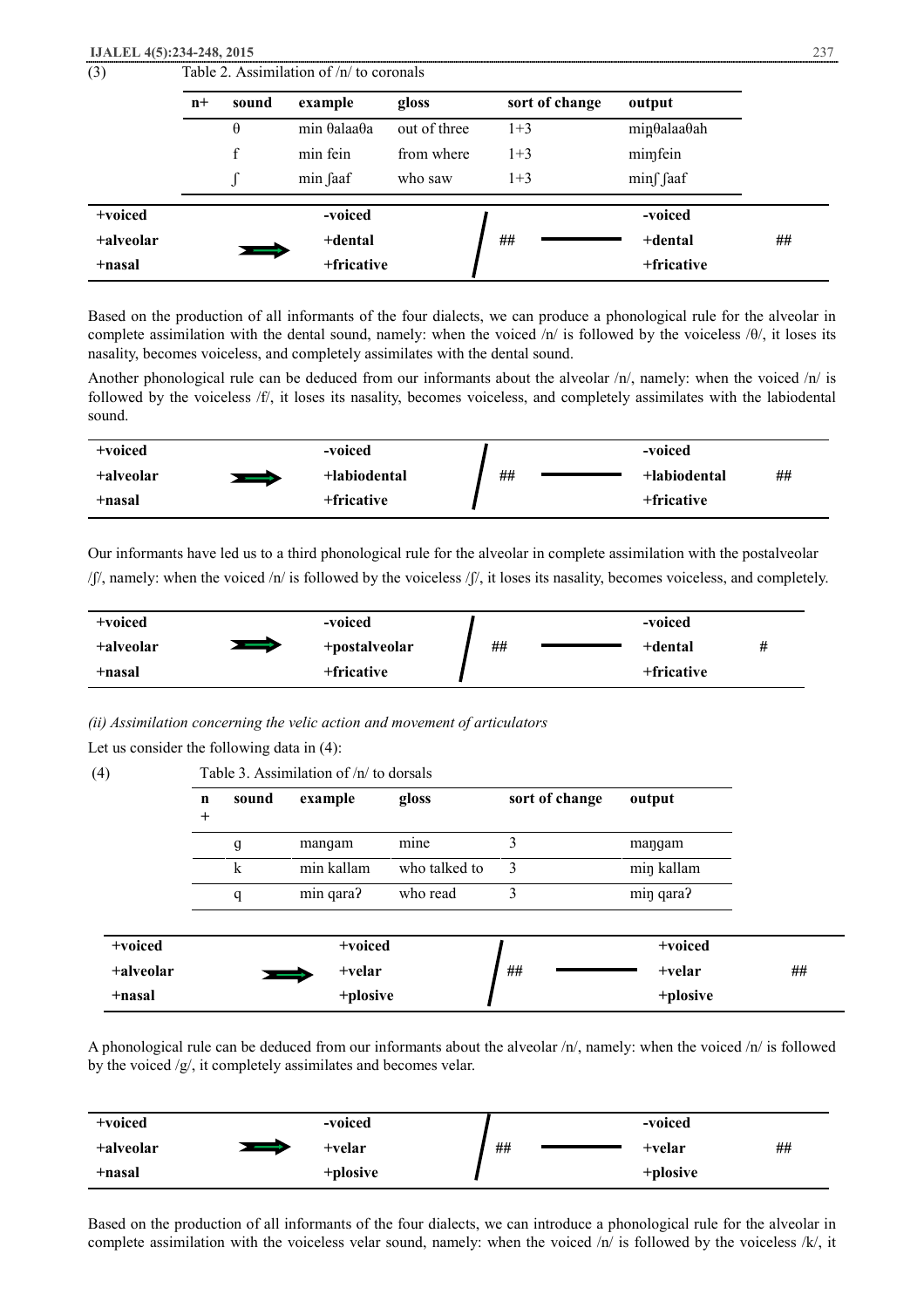(3) Table 2. Assimilation of /n/ to coronals

| n+ | sound | example | gloss | sort of change | output |
|---|---|---|---|---|---|
| | θ | min θalaaθa | out of three | 1+3 | min̪θalaaθah |
| | f | min fein | from where | 1+3 | miɱfein |
| | ʃ | min ʃaaf | who saw | 1+3 | minʃ ʃaaf |

| | | | | | | |
|---|---|---|---|---|---|---|
| +voiced<br>+alveolar<br>+nasal | → | -voiced<br>+dental<br>+fricative | / | ## ——— | -voiced<br>+dental<br>+fricative | ## |

Based on the production of all informants of the four dialects, we can produce a phonological rule for the alveolar in complete assimilation with the dental sound, namely: when the voiced /n/ is followed by the voiceless /θ/, it loses its nasality, becomes voiceless, and completely assimilates with the dental sound.

Another phonological rule can be deduced from our informants about the alveolar /n/, namely: when the voiced /n/ is followed by the voiceless /f/, it loses its nasality, becomes voiceless, and completely assimilates with the labiodental sound.

| | | | | | | |
|---|---|---|---|---|---|---|
| +voiced<br>+alveolar<br>+nasal | → | -voiced<br>+labiodental<br>+fricative | / | ## ——— | -voiced<br>+labiodental<br>+fricative | ## |

Our informants have led us to a third phonological rule for the alveolar in complete assimilation with the postalveolar /ʃ/, namely: when the voiced /n/ is followed by the voiceless /ʃ/, it loses its nasality, becomes voiceless, and completely.

| | | | | | | |
|---|---|---|---|---|---|---|
| +voiced<br>+alveolar<br>+nasal | → | -voiced<br>+postalveolar<br>+fricative | / | ## ——— | -voiced<br>+dental<br>+fricative | # |

*(ii) Assimilation concerning the velic action and movement of articulators*

Let us consider the following data in (4):

(4) Table 3. Assimilation of /n/ to dorsals

| n + | sound | example | gloss | sort of change | output |
|---|---|---|---|---|---|
| | g | mangam | mine | 3 | maŋgam |
| | k | min kallam | who talked to | 3 | miŋ kallam |
| | q | min qaraʔ | who read | 3 | miŋ qaraʔ |

| | | | | | | |
|---|---|---|---|---|---|---|
| +voiced<br>+alveolar<br>+nasal | → | +voiced<br>+velar<br>+plosive | / | ## ——— | +voiced<br>+velar<br>+plosive | ## |

A phonological rule can be deduced from our informants about the alveolar /n/, namely: when the voiced /n/ is followed by the voiced /g/, it completely assimilates and becomes velar.

| | | | | | | |
|---|---|---|---|---|---|---|
| +voiced<br>+alveolar<br>+nasal | → | -voiced<br>+velar<br>+plosive | / | ## ——— | -voiced<br>+velar<br>+plosive | ## |

Based on the production of all informants of the four dialects, we can introduce a phonological rule for the alveolar in complete assimilation with the voiceless velar sound, namely: when the voiced /n/ is followed by the voiceless /k/, it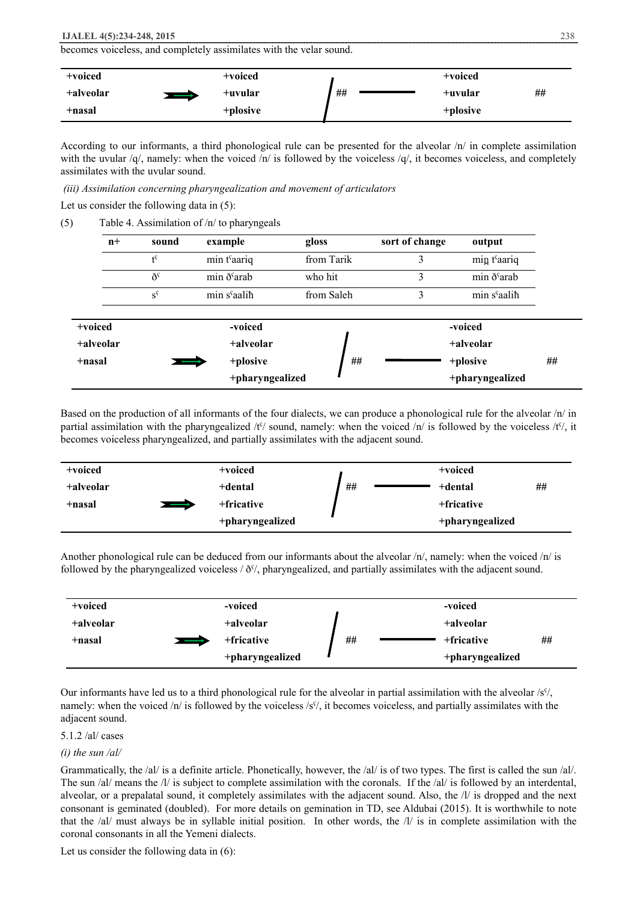becomes voiceless, and completely assimilates with the velar sound.

| | | | | | | |
|---|---|---|---|---|---|---|
| +voiced | | +voiced | | | +voiced | |
| +alveolar | → | +uvular | / ## | —— | +uvular | ## |
| +nasal | | +plosive | | | +plosive | |

According to our informants, a third phonological rule can be presented for the alveolar /n/ in complete assimilation with the uvular /q/, namely: when the voiced /n/ is followed by the voiceless /q/, it becomes voiceless, and completely assimilates with the uvular sound.

*(iii) Assimilation concerning pharyngealization and movement of articulators*

Let us consider the following data in (5):

(5) Table 4. Assimilation of /n/ to pharyngeals

| n+ | sound | example | gloss | sort of change | output |
|---|---|---|---|---|---|
| | tˁ | min tˁaariq | from Tarik | 3 | min̥ tˁaariq |
| | ðˁ | min ðˁarab | who hit | 3 | min ðˁarab |
| | sˁ | min sˁaaliħ | from Saleh | 3 | min sˁaaliħ |

| | | | | | | |
|---|---|---|---|---|---|---|
| +voiced | | -voiced | | | -voiced | |
| +alveolar | | +alveolar | | | +alveolar | |
| +nasal | → | +plosive | / ## | —— | +plosive | ## |
| | | +pharyngealized | | | +pharyngealized | |

Based on the production of all informants of the four dialects, we can produce a phonological rule for the alveolar /n/ in partial assimilation with the pharyngealized /tˁ/ sound, namely: when the voiced /n/ is followed by the voiceless /tˁ/, it becomes voiceless pharyngealized, and partially assimilates with the adjacent sound.

| | | | | | | |
|---|---|---|---|---|---|---|
| +voiced | | +voiced | | | +voiced | |
| +alveolar | | +dental | / ## | —— | +dental | ## |
| +nasal | → | +fricative | | | +fricative | |
| | | +pharyngealized | | | +pharyngealized | |

Another phonological rule can be deduced from our informants about the alveolar /n/, namely: when the voiced /n/ is followed by the pharyngealized voiceless / ðˁ/, pharyngealized, and partially assimilates with the adjacent sound.

| | | | | | | |
|---|---|---|---|---|---|---|
| +voiced | | -voiced | | | -voiced | |
| +alveolar | | +alveolar | | | +alveolar | |
| +nasal | → | +fricative | / ## | —— | +fricative | ## |
| | | +pharyngealized | | | +pharyngealized | |

Our informants have led us to a third phonological rule for the alveolar in partial assimilation with the alveolar /sˁ/, namely: when the voiced /n/ is followed by the voiceless /sˁ/, it becomes voiceless, and partially assimilates with the adjacent sound.

5.1.2 /al/ cases

*(i) the sun /al/*

Grammatically, the /al/ is a definite article. Phonetically, however, the /al/ is of two types. The first is called the sun /al/. The sun /al/ means the /l/ is subject to complete assimilation with the coronals. If the /al/ is followed by an interdental, alveolar, or a prepalatal sound, it completely assimilates with the adjacent sound. Also, the /l/ is dropped and the next consonant is geminated (doubled). For more details on gemination in TD, see Aldubai (2015). It is worthwhile to note that the /al/ must always be in syllable initial position. In other words, the /l/ is in complete assimilation with the coronal consonants in all the Yemeni dialects.

Let us consider the following data in (6):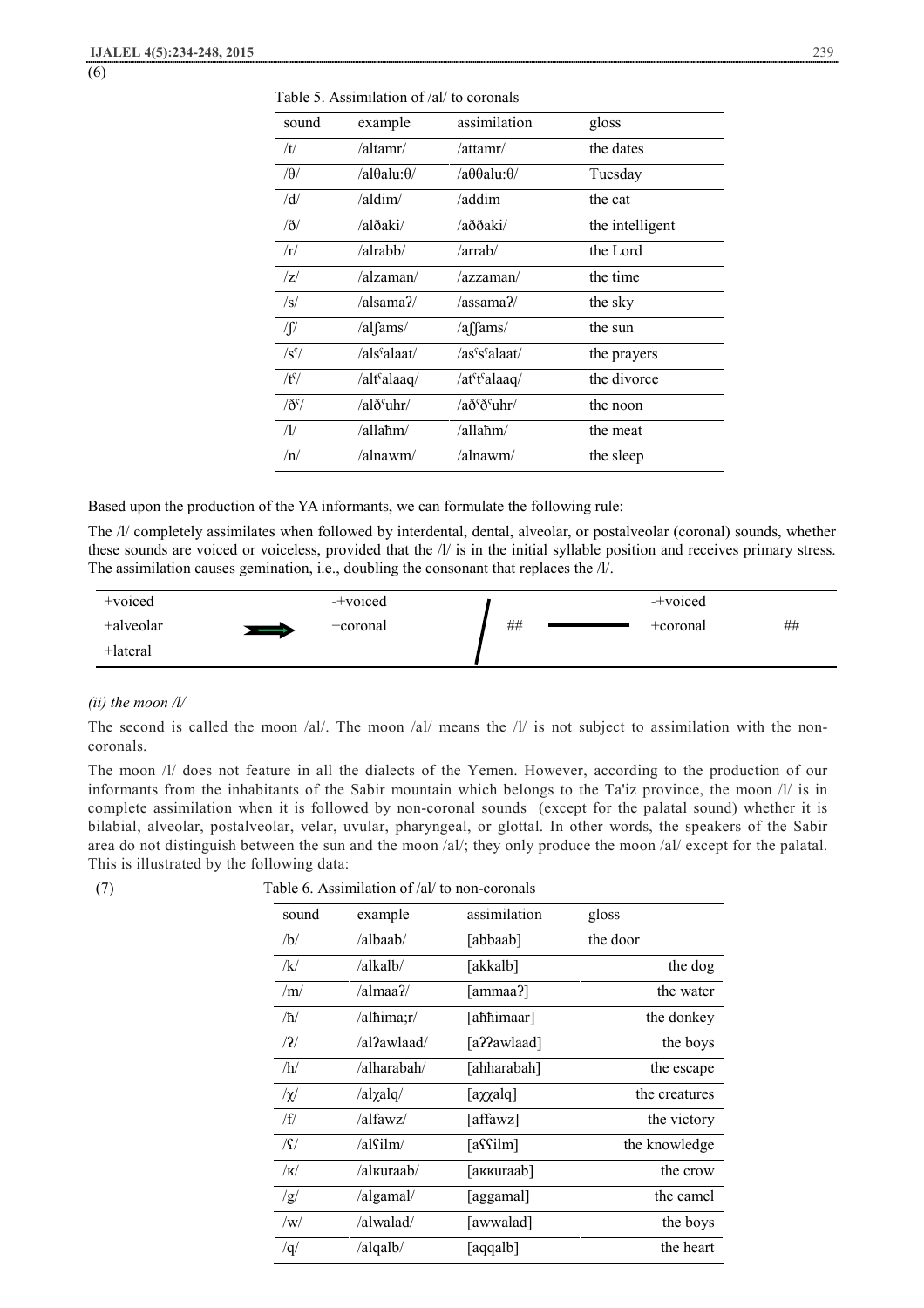(6)

Table 5. Assimilation of /al/ to coronals

| sound | example | assimilation | gloss |
|---|---|---|---|
| /t/ | /altamr/ | /attamr/ | the dates |
| /θ/ | /alθalu:θ/ | /aθθalu:θ/ | Tuesday |
| /d/ | /aldim/ | /addim | the cat |
| /ð/ | /alðaki/ | /aððaki/ | the intelligent |
| /r/ | /alrabb/ | /arrab/ | the Lord |
| /z/ | /alzaman/ | /azzaman/ | the time |
| /s/ | /alsamaʔ/ | /assamaʔ/ | the sky |
| /ʃ/ | /alʃams/ | /aʃʃams/ | the sun |
| /sˤ/ | /alsˤalaat/ | /asˤsˤalaat/ | the prayers |
| /tˤ/ | /altˤalaaq/ | /atˤtˤalaaq/ | the divorce |
| /ðˤ/ | /alðˤuhr/ | /aðˤðˤuhr/ | the noon |
| /l/ | /allaħm/ | /allaħm/ | the meat |
| /n/ | /alnawm/ | /alnawm/ | the sleep |

Based upon the production of the YA informants, we can formulate the following rule:

The /l/ completely assimilates when followed by interdental, dental, alveolar, or postalveolar (coronal) sounds, whether these sounds are voiced or voiceless, provided that the /l/ is in the initial syllable position and receives primary stress. The assimilation causes gemination, i.e., doubling the consonant that replaces the /l/.

| +voiced<br>+alveolar<br>+lateral | → | -+voiced<br>+coronal | / ## ——— | -+voiced<br>+coronal | ## |
|---|---|---|---|---|---|

*(ii) the moon /l/*

The second is called the moon /al/. The moon /al/ means the /l/ is not subject to assimilation with the non-coronals.

The moon /l/ does not feature in all the dialects of the Yemen. However, according to the production of our informants from the inhabitants of the Sabir mountain which belongs to the Ta'iz province, the moon /l/ is in complete assimilation when it is followed by non-coronal sounds (except for the palatal sound) whether it is bilabial, alveolar, postalveolar, velar, uvular, pharyngeal, or glottal. In other words, the speakers of the Sabir area do not distinguish between the sun and the moon /al/; they only produce the moon /al/ except for the palatal. This is illustrated by the following data:

(7)

Table 6. Assimilation of /al/ to non-coronals

| sound | example | assimilation | gloss |
|---|---|---|---|
| /b/ | /albaab/ | [abbaab] | the door |
| /k/ | /alkalb/ | [akkalb] | the dog |
| /m/ | /almaaʔ/ | [ammaaʔ] | the water |
| /ħ/ | /alħima;r/ | [aħħimaar] | the donkey |
| /ʔ/ | /alʔawlaad/ | [aʔʔawlaad] | the boys |
| /h/ | /alharabah/ | [ahharabah] | the escape |
| /χ/ | /alχalq/ | [aχχalq] | the creatures |
| /f/ | /alfawz/ | [affawz] | the victory |
| /ʕ/ | /alʕilm/ | [aʕʕilm] | the knowledge |
| /ʁ/ | /alʁuraab/ | [aʁʁuraab] | the crow |
| /g/ | /algamal/ | [aggamal] | the camel |
| /w/ | /alwalad/ | [awwalad] | the boys |
| /q/ | /alqalb/ | [aqqalb] | the heart |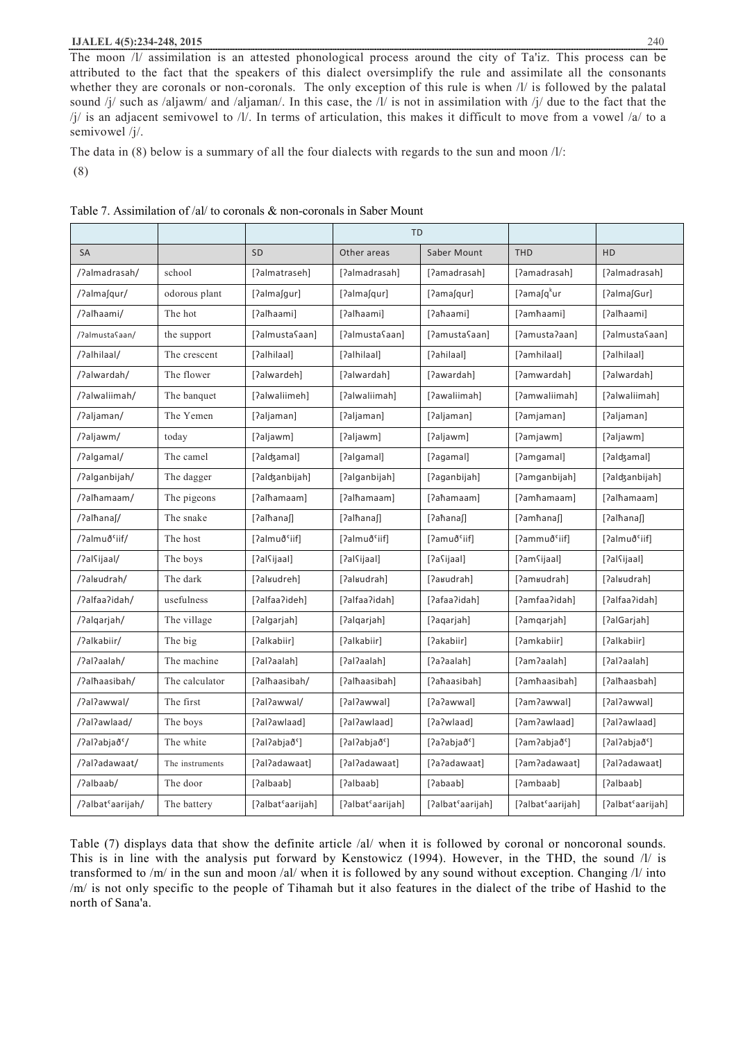The moon /l/ assimilation is an attested phonological process around the city of Ta'iz. This process can be attributed to the fact that the speakers of this dialect oversimplify the rule and assimilate all the consonants whether they are coronals or non-coronals. The only exception of this rule is when /l/ is followed by the palatal sound /j/ such as /aljawm/ and /aljaman/. In this case, the /l/ is not in assimilation with /j/ due to the fact that the /j/ is an adjacent semivowel to /l/. In terms of articulation, this makes it difficult to move from a vowel /a/ to a semivowel /j/.

The data in (8) below is a summary of all the four dialects with regards to the sun and moon /l/:

(8)

Table 7. Assimilation of /al/ to coronals & non-coronals in Saber Mount

| | | | TD | | | |
|---|---|---|---|---|---|---|
| SA | | SD | Other areas | Saber Mount | THD | HD |
| /ʔalmadrasah/ | school | [ʔalmatraseh] | [ʔalmadrasah] | [ʔamadrasah] | [ʔamadrasah] | [ʔalmadrasah] |
| /ʔalmaʃqur/ | odorous plant | [ʔalmaʃgur] | [ʔalmaʃqur] | [ʔamaʃqur] | [ʔamaʃqᵏur | [ʔalmaʃGur] |
| /ʔalħaami/ | The hot | [ʔalħaami] | [ʔalħaami] | [ʔaħaami] | [ʔamħaami] | [ʔalħaami] |
| /ʔalmustaʕaan/ | the support | [ʔalmustaʕaan] | [ʔalmustaʕaan] | [ʔamustaʕaan] | [ʔamustaʔaan] | [ʔalmustaʕaan] |
| /ʔalhilaal/ | The crescent | [ʔalhilaal] | [ʔalhilaal] | [ʔahilaal] | [ʔamhilaal] | [ʔalhilaal] |
| /ʔalwardah/ | The flower | [ʔalwardeh] | [ʔalwardah] | [ʔawardah] | [ʔamwardah] | [ʔalwardah] |
| /ʔalwaliimah/ | The banquet | [ʔalwaliimeh] | [ʔalwaliimah] | [ʔawaliimah] | [ʔamwaliimah] | [ʔalwaliimah] |
| /ʔaljaman/ | The Yemen | [ʔaljaman] | [ʔaljaman] | [ʔaljaman] | [ʔamjaman] | [ʔaljaman] |
| /ʔaljawm/ | today | [ʔaljawm] | [ʔaljawm] | [ʔaljawm] | [ʔamjawm] | [ʔaljawm] |
| /ʔalgamal/ | The camel | [ʔaldʒamal] | [ʔalgamal] | [ʔagamal] | [ʔamgamal] | [ʔaldʒamal] |
| /ʔalganbijah/ | The dagger | [ʔaldʒanbijah] | [ʔalganbijah] | [ʔaganbijah] | [ʔamganbijah] | [ʔaldʒanbijah] |
| /ʔalħamaam/ | The pigeons | [ʔalħamaam] | [ʔalħamaam] | [ʔaħamaam] | [ʔamħamaam] | [ʔalħamaam] |
| /ʔalħanaʃ/ | The snake | [ʔalħanaʃ] | [ʔalħanaʃ] | [ʔaħanaʃ] | [ʔamħanaʃ] | [ʔalħanaʃ] |
| /ʔalmuðˤiif/ | The host | [ʔalmuðˤiif] | [ʔalmuðˤiif] | [ʔamuðˤiif] | [ʔammuðˤiif] | [ʔalmuðˤiif] |
| /ʔalʕijaal/ | The boys | [ʔalʕijaal] | [ʔalʕijaal] | [ʔaʕijaal] | [ʔamʕijaal] | [ʔalʕijaal] |
| /ʔalʁudrah/ | The dark | [ʔalʁudreh] | [ʔalʁudrah] | [ʔaʁudrah] | [ʔamʁudrah] | [ʔalʁudrah] |
| /ʔalfaaʔidah/ | usefulness | [ʔalfaaʔideh] | [ʔalfaaʔidah] | [ʔafaaʔidah] | [ʔamfaaʔidah] | [ʔalfaaʔidah] |
| /ʔalqarjah/ | The village | [ʔalgarjah] | [ʔalqarjah] | [ʔaqarjah] | [ʔamqarjah] | [ʔalGarjah] |
| /ʔalkabiir/ | The big | [ʔalkabiir] | [ʔalkabiir] | [ʔakabiir] | [ʔamkabiir] | [ʔalkabiir] |
| /ʔalʔaalah/ | The machine | [ʔalʔaalah] | [ʔalʔaalah] | [ʔaʔaalah] | [ʔamʔaalah] | [ʔalʔaalah] |
| /ʔalħaasibah/ | The calculator | [ʔalħaasibah/ | [ʔalħaasibah] | [ʔaħaasibah] | [ʔamħaasibah] | [ʔalħaasbah] |
| /ʔalʔawwal/ | The first | [ʔalʔawwal/ | [ʔalʔawwal] | [ʔaʔawwal] | [ʔamʔawwal] | [ʔalʔawwal] |
| /ʔalʔawlaad/ | The boys | [ʔalʔawlaad] | [ʔalʔawlaad] | [ʔaʔwlaad] | [ʔamʔawlaad] | [ʔalʔawlaad] |
| /ʔalʔabjaðˤ/ | The white | [ʔalʔabjaðˤ] | [ʔalʔabjaðˤ] | [ʔaʔabjaðˤ] | [ʔamʔabjaðˤ] | [ʔalʔabjaðˤ] |
| /ʔalʔadawaat/ | The instruments | [ʔalʔadawaat] | [ʔalʔadawaat] | [ʔaʔadawaat] | [ʔamʔadawaat] | [ʔalʔadawaat] |
| /ʔalbaab/ | The door | [ʔalbaab] | [ʔalbaab] | [ʔabaab] | [ʔambaab] | [ʔalbaab] |
| /ʔalbatˤaarijah/ | The battery | [ʔalbatˤaarijah] | [ʔalbatˤaarijah] | [ʔalbatˤaarijah] | [ʔalbatˤaarijah] | [ʔalbatˤaarijah] |

Table (7) displays data that show the definite article /al/ when it is followed by coronal or noncoronal sounds. This is in line with the analysis put forward by Kenstowicz (1994). However, in the THD, the sound /l/ is transformed to /m/ in the sun and moon /al/ when it is followed by any sound without exception. Changing /l/ into /m/ is not only specific to the people of Tihamah but it also features in the dialect of the tribe of Hashid to the north of Sana'a.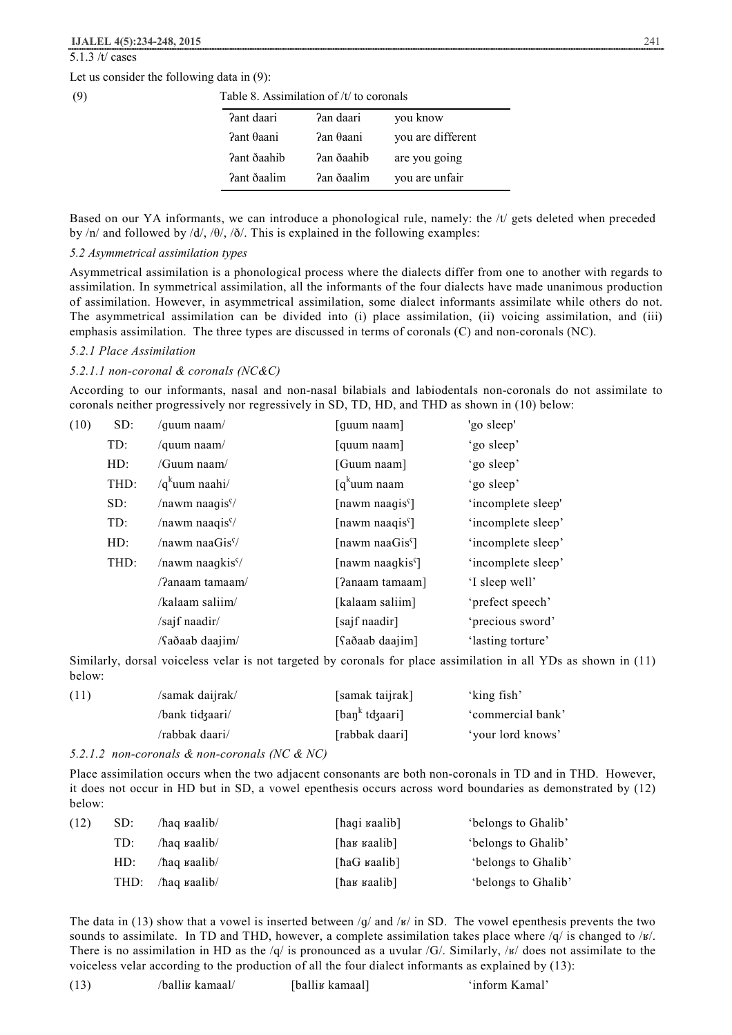5.1.3 /t/ cases

Let us consider the following data in (9):

(9) Table 8. Assimilation of /t/ to coronals

| | | |
|---|---|---|
| ʔant daari | ʔan daari | you know |
| ʔant θaani | ʔan θaani | you are different |
| ʔant ðaahib | ʔan ðaahib | are you going |
| ʔant ðaalim | ʔan ðaalim | you are unfair |

Based on our YA informants, we can introduce a phonological rule, namely: the /t/ gets deleted when preceded by /n/ and followed by /d/, /θ/, /ð/. This is explained in the following examples:

*5.2 Asymmetrical assimilation types*

Asymmetrical assimilation is a phonological process where the dialects differ from one to another with regards to assimilation. In symmetrical assimilation, all the informants of the four dialects have made unanimous production of assimilation. However, in asymmetrical assimilation, some dialect informants assimilate while others do not. The asymmetrical assimilation can be divided into (i) place assimilation, (ii) voicing assimilation, and (iii) emphasis assimilation. The three types are discussed in terms of coronals (C) and non-coronals (NC).

*5.2.1 Place Assimilation*

*5.2.1.1 non-coronal & coronals (NC&C)*

According to our informants, nasal and non-nasal bilabials and labiodentals non-coronals do not assimilate to coronals neither progressively nor regressively in SD, TD, HD, and THD as shown in (10) below:

| | | | | |
|---|---|---|---|---|
| (10) | SD: | /guum naam/ | [guum naam] | 'go sleep' |
| | TD: | /quum naam/ | [quum naam] | 'go sleep' |
| | HD: | /Guum naam/ | [Guum naam] | 'go sleep' |
| | THD: | /qᵏuum naahi/ | [qᵏuum naam | 'go sleep' |
| | SD: | /nawm naagisˤ/ | [nawm naagisˤ] | 'incomplete sleep' |
| | TD: | /nawm naaqisˤ/ | [nawm naaqisˤ] | 'incomplete sleep' |
| | HD: | /nawm naaGisˤ/ | [nawm naaGisˤ] | 'incomplete sleep' |
| | THD: | /nawm naagkisˤ/ | [nawm naagkisˤ] | 'incomplete sleep' |
| | | /ʔanaam tamaam/ | [ʔanaam tamaam] | 'I sleep well' |
| | | /kalaam saliim/ | [kalaam saliim] | 'prefect speech' |
| | | /sajf naadir/ | [sajf naadir] | 'precious sword' |
| | | /ʕaðaab daajim/ | [ʕaðaab daajim] | 'lasting torture' |

Similarly, dorsal voiceless velar is not targeted by coronals for place assimilation in all YDs as shown in (11) below:

| | | | |
|---|---|---|---|
| (11) | /samak daijrak/ | [samak taijrak] | 'king fish' |
| | /bank tiʤaari/ | [baŋᵏ tʤaari] | 'commercial bank' |
| | /rabbak daari/ | [rabbak daari] | 'your lord knows' |

*5.2.1.2 non-coronals & non-coronals (NC & NC)*

Place assimilation occurs when the two adjacent consonants are both non-coronals in TD and in THD. However, it does not occur in HD but in SD, a vowel epenthesis occurs across word boundaries as demonstrated by (12) below:

| | | | | |
|---|---|---|---|---|
| (12) | SD: | /ħaq ʁaalib/ | [ħagi ʁaalib] | 'belongs to Ghalib' |
| | TD: | /ħaq ʁaalib/ | [ħaʁ ʁaalib] | 'belongs to Ghalib' |
| | HD: | /ħaq ʁaalib/ | [ħaG ʁaalib] | 'belongs to Ghalib' |
| | THD: | /ħaq ʁaalib/ | [ħaʁ ʁaalib] | 'belongs to Ghalib' |

The data in (13) show that a vowel is inserted between /g/ and /ʁ/ in SD. The vowel epenthesis prevents the two sounds to assimilate. In TD and THD, however, a complete assimilation takes place where /q/ is changed to /ʁ/. There is no assimilation in HD as the /q/ is pronounced as a uvular /G/. Similarly, /ʁ/ does not assimilate to the voiceless velar according to the production of all the four dialect informants as explained by (13):

| | | | |
|---|---|---|---|
| (13) | /balliʁ kamaal/ | [balliʁ kamaal] | 'inform Kamal' |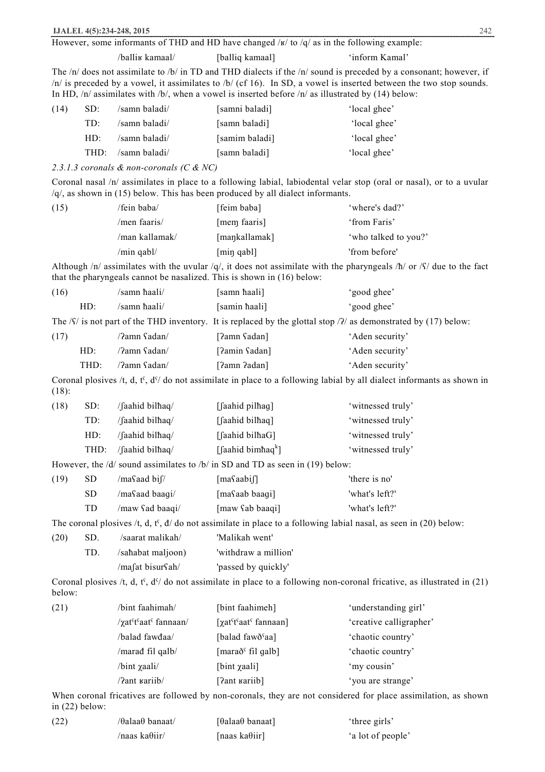However, some informants of THD and HD have changed /ʁ/ to /q/ as in the following example:

| | | |
|---|---|---|
| /balliʁ kamaal/ | [balliq kamaal] | 'inform Kamal' |

The /n/ does not assimilate to /b/ in TD and THD dialects if the /n/ sound is preceded by a consonant; however, if /n/ is preceded by a vowel, it assimilates to /b/ (cf 16). In SD, a vowel is inserted between the two stop sounds. In HD, /n/ assimilates with /b/, when a vowel is inserted before /n/ as illustrated by (14) below:

| | | | | |
|---|---|---|---|---|
| (14) | SD: | /samn baladi/ | [samni baladi] | 'local ghee' |
| | TD: | /samn baladi/ | [samn baladi] | 'local ghee' |
| | HD: | /samn baladi/ | [samim baladi] | 'local ghee' |
| | THD: | /samn baladi/ | [samn baladi] | 'local ghee' |

*2.3.1.3 coronals & non-coronals (C & NC)*

Coronal nasal /n/ assimilates in place to a following labial, labiodental velar stop (oral or nasal), or to a uvular /q/, as shown in (15) below. This has been produced by all dialect informants.

| | | | |
|---|---|---|---|
| (15) | /fein baba/ | [feim baba] | 'where's dad?' |
| | /men faaris/ | [meɱ faaris] | 'from Faris' |
| | /man kallamak/ | [maŋkallamak] | 'who talked to you?' |
| | /min qabl/ | [miŋ qabl] | 'from before' |

Although /n/ assimilates with the uvular /q/, it does not assimilate with the pharyngeals /ħ/ or /ʕ/ due to the fact that the pharyngeals cannot be nasalized. This is shown in (16) below:

| | | | | |
|---|---|---|---|---|
| (16) | | /samn ħaali/ | [samn ħaali] | 'good ghee' |
| | HD: | /samn ħaali/ | [samin ħaali] | 'good ghee' |

The /ʕ/ is not part of the THD inventory. It is replaced by the glottal stop /ʔ/ as demonstrated by (17) below:

| | | | | |
|---|---|---|---|---|
| (17) | | /ʔamn ʕadan/ | [ʔamn ʕadan] | 'Aden security' |
| | HD: | /ʔamn ʕadan/ | [ʔamin ʕadan] | 'Aden security' |
| | THD: | /ʔamn ʕadan/ | [ʔamn ʔadan] | 'Aden security' |

Coronal plosives /t, d, tˤ, dˤ/ do not assimilate in place to a following labial by all dialect informants as shown in (18):

| | | | | |
|---|---|---|---|---|
| (18) | SD: | /ʃaahid bilħaq/ | [ʃaahid pilħag] | 'witnessed truly' |
| | TD: | /ʃaahid bilħaq/ | [ʃaahid bilħaq] | 'witnessed truly' |
| | HD: | /ʃaahid bilħaq/ | [ʃaahid bilħaG] | 'witnessed truly' |
| | THD: | /ʃaahid bilħaq/ | [ʃaahid bimħaqᵏ] | 'witnessed truly' |

However, the /d/ sound assimilates to /b/ in SD and TD as seen in (19) below:

| | | | | |
|---|---|---|---|---|
| (19) | SD | /maʕaad biʃ/ | [maʕaabiʃ] | 'there is no' |
| | SD | /maʕaad baagi/ | [maʕaab baagi] | 'what's left?' |
| | TD | /maw ʕad baaqi/ | [maw ʕab baaqi] | 'what's left?' |

The coronal plosives /t, d, tˤ, đ/ do not assimilate in place to a following labial nasal, as seen in (20) below:

| | | | |
|---|---|---|---|
| (20) | SD. | /saarat malikah/ | 'Malikah went' |
| | TD. | /saħabat maljoon) | 'withdraw a million' |
| | | /maʃat bisurʕah/ | 'passed by quickly' |

Coronal plosives /t, d, tˤ, dˤ/ do not assimilate in place to a following non-coronal fricative, as illustrated in (21) below:

| | | | |
|---|---|---|---|
| (21) | /bint faahimah/ | [bint faahimeh] | 'understanding girl' |
| | /χatˤtˤaatˤ fannaan/ | [χatˤtˤaatˤ fannaan] | 'creative calligrapher' |
| | /balad fawđaa/ | [balad fawðˤaa] | 'chaotic country' |
| | /marađ fil qalb/ | [maraðˤ fil galb] | 'chaotic country' |
| | /bint χaali/ | [bint χaali] | 'my cousin' |
| | /ʔant ʁariib/ | [ʔant ʁariib] | 'you are strange' |

When coronal fricatives are followed by non-coronals, they are not considered for place assimilation, as shown in (22) below:

| | | | |
|---|---|---|---|
| (22) | /θalaaθ banaat/ | [θalaaθ banaat] | 'three girls' |
| | /naas kaθiir/ | [naas kaθiir] | 'a lot of people' |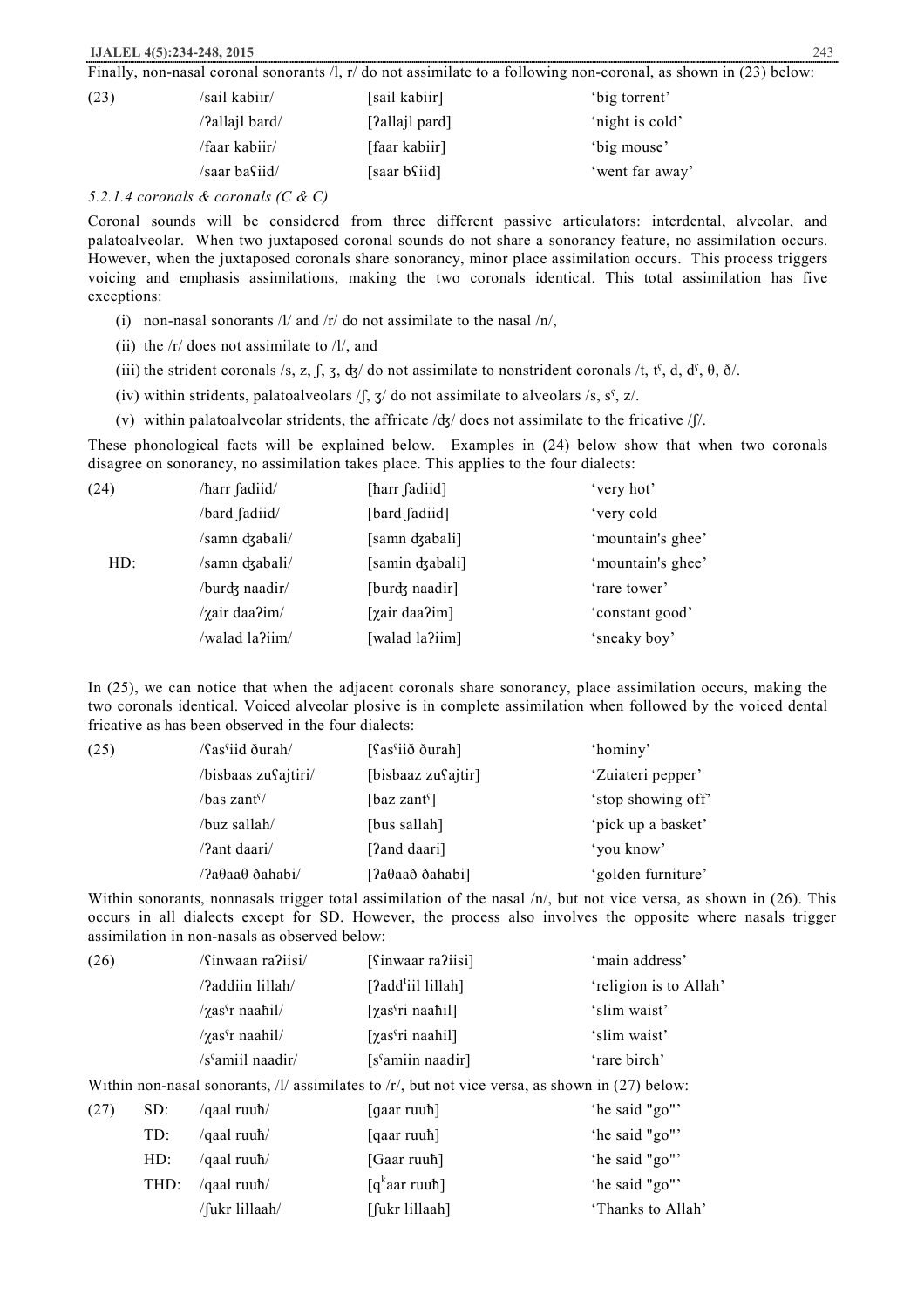Finally, non-nasal coronal sonorants /l, r/ do not assimilate to a following non-coronal, as shown in (23) below:

| | | | |
|---|---|---|---|
| (23) | /sail kabiir/ | [sail kabiir] | 'big torrent' |
| | /ʔallajl bard/ | [ʔallajl pard] | 'night is cold' |
| | /faar kabiir/ | [faar kabiir] | 'big mouse' |
| | /saar baʕiid/ | [saar bʕiid] | 'went far away' |

*5.2.1.4 coronals & coronals (C & C)*

Coronal sounds will be considered from three different passive articulators: interdental, alveolar, and palatoalveolar. When two juxtaposed coronal sounds do not share a sonorancy feature, no assimilation occurs. However, when the juxtaposed coronals share sonorancy, minor place assimilation occurs. This process triggers voicing and emphasis assimilations, making the two coronals identical. This total assimilation has five exceptions:

(i) non-nasal sonorants /l/ and /r/ do not assimilate to the nasal /n/,

(ii) the /r/ does not assimilate to /l/, and

(iii) the strident coronals /s, z, ʃ, ʒ, ʤ/ do not assimilate to nonstrident coronals /t, tˤ, d, dˤ, θ, ð/.

(iv) within stridents, palatoalveolars /ʃ, ʒ/ do not assimilate to alveolars /s, sˤ, z/.

(v) within palatoalveolar stridents, the affricate /ʤ/ does not assimilate to the fricative /ʃ/.

These phonological facts will be explained below. Examples in (24) below show that when two coronals disagree on sonorancy, no assimilation takes place. This applies to the four dialects:

| | | | |
|---|---|---|---|
| (24) | /ħarr ʃadiid/ | [ħarr ʃadiid] | 'very hot' |
| | /bard ʃadiid/ | [bard ʃadiid] | 'very cold |
| | /samn ʤabali/ | [samn ʤabali] | 'mountain's ghee' |
| HD: | /samn ʤabali/ | [samin ʤabali] | 'mountain's ghee' |
| | /burʤ naadir/ | [burʤ naadir] | 'rare tower' |
| | /χair daaʔim/ | [χair daaʔim] | 'constant good' |
| | /walad laʔiim/ | [walad laʔiim] | 'sneaky boy' |

In (25), we can notice that when the adjacent coronals share sonorancy, place assimilation occurs, making the two coronals identical. Voiced alveolar plosive is in complete assimilation when followed by the voiced dental fricative as has been observed in the four dialects:

| | | | |
|---|---|---|---|
| (25) | /ʕasˤiid ðurah/ | [ʕasˤiið ðurah] | 'hominy' |
| | /bisbaas zuʕajtiri/ | [bisbaaz zuʕajtir] | 'Zuiateri pepper' |
| | /bas zantˤ/ | [baz zantˤ] | 'stop showing off' |
| | /buz sallah/ | [bus sallah] | 'pick up a basket' |
| | /ʔant daari/ | [ʔand daari] | 'you know' |
| | /ʔaθaaθ ðahabi/ | [ʔaθaað ðahabi] | 'golden furniture' |

Within sonorants, nonnasals trigger total assimilation of the nasal /n/, but not vice versa, as shown in (26). This occurs in all dialects except for SD. However, the process also involves the opposite where nasals trigger assimilation in non-nasals as observed below:

| | | | |
|---|---|---|---|
| (26) | /ʕinwaan raʔiisi/ | [ʕinwaar raʔiisi] | 'main address' |
| | /ʔaddiin lillah/ | [ʔaddˡiil lillah] | 'religion is to Allah' |
| | /χasˤr naaħil/ | [χasˤri naaħil] | 'slim waist' |
| | /χasˤr naaħil/ | [χasˤri naaħil] | 'slim waist' |
| | /sˤamiil naadir/ | [sˤamiin naadir] | 'rare birch' |

Within non-nasal sonorants, /l/ assimilates to /r/, but not vice versa, as shown in (27) below:

| | | | |
|---|---|---|---|
| (27) SD: | /qaal ruuħ/ | [gaar ruuħ] | 'he said "go"' |
| TD: | /qaal ruuħ/ | [qaar ruuħ] | 'he said "go"' |
| HD: | /qaal ruuħ/ | [Gaar ruuħ] | 'he said "go"' |
| THD: | /qaal ruuħ/ | [qᵏaar ruuħ] | 'he said "go"' |
| | /ʃukr lillaah/ | [ʃukr lillaah] | 'Thanks to Allah' |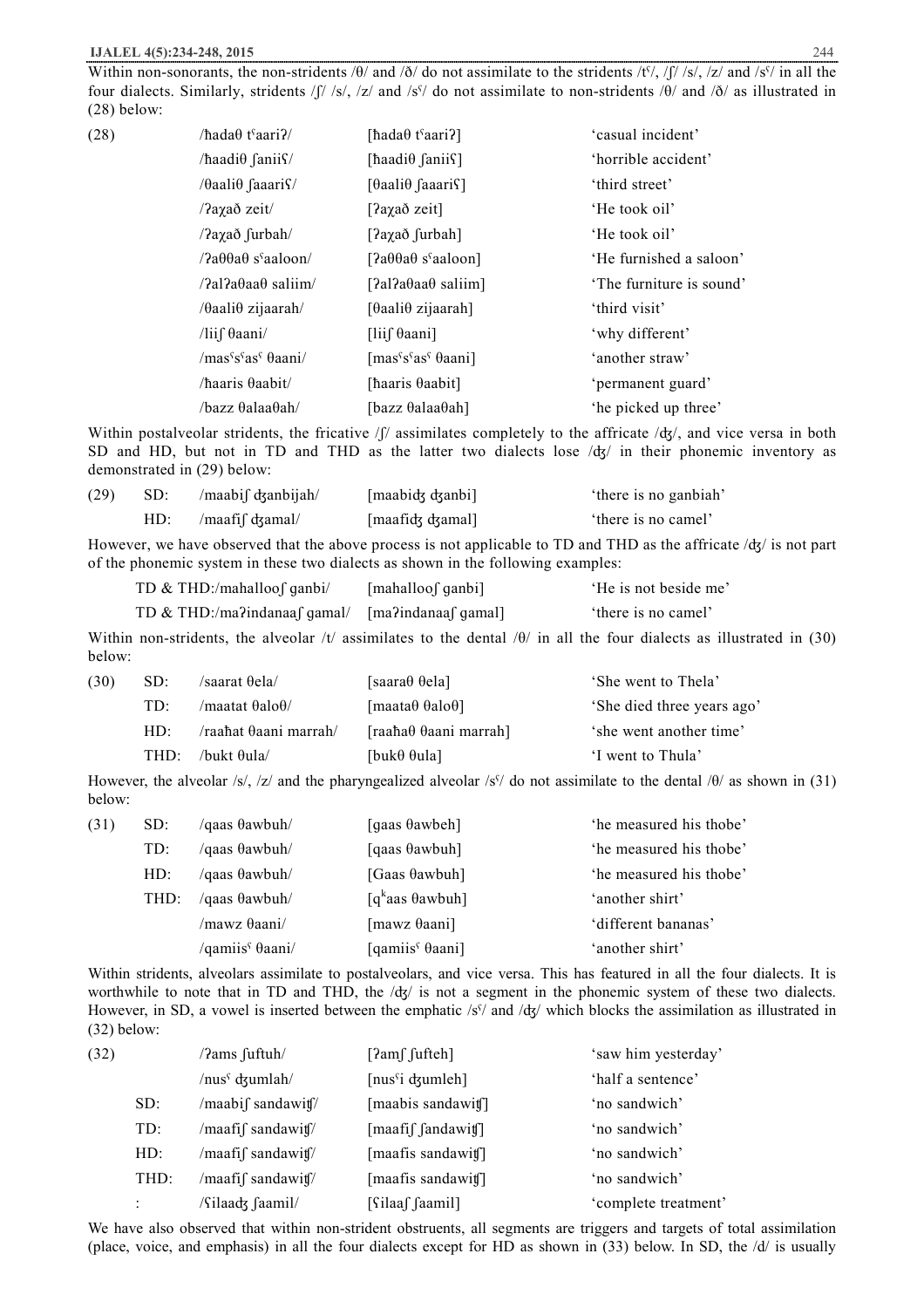Within non-sonorants, the non-stridents /θ/ and /ð/ do not assimilate to the stridents /tˤ/, /ʃ/ /s/, /z/ and /sˤ/ in all the four dialects. Similarly, stridents /ʃ/ /s/, /z/ and /sˤ/ do not assimilate to non-stridents /θ/ and /ð/ as illustrated in (28) below:

| | | | |
|---|---|---|---|
| (28) | /ħadaθ tˤaariʔ/ | [ħadaθ tˤaariʔ] | 'casual incident' |
| | /ħaadiθ ʃaniiʕ/ | [ħaadiθ ʃaniiʕ] | 'horrible accident' |
| | /θaaliθ ʃaaariʕ/ | [θaaliθ ʃaaariʕ] | 'third street' |
| | /ʔaχað zeit/ | [ʔaχað zeit] | 'He took oil' |
| | /ʔaχað ʃurbah/ | [ʔaχað ʃurbah] | 'He took oil' |
| | /ʔaθθaθ sˤaaloon/ | [ʔaθθaθ sˤaaloon] | 'He furnished a saloon' |
| | /ʔalʔaθaaθ saliim/ | [ʔalʔaθaaθ saliim] | 'The furniture is sound' |
| | /θaaliθ zijaarah/ | [θaaliθ zijaarah] | 'third visit' |
| | /liiʃ θaani/ | [liiʃ θaani] | 'why different' |
| | /masˤsˤasˤ θaani/ | [masˤsˤasˤ θaani] | 'another straw' |
| | /ħaaris θaabit/ | [ħaaris θaabit] | 'permanent guard' |
| | /bazz θalaaθah/ | [bazz θalaaθah] | 'he picked up three' |

Within postalveolar stridents, the fricative /ʃ/ assimilates completely to the affricate /ʤ/, and vice versa in both SD and HD, but not in TD and THD as the latter two dialects lose /ʤ/ in their phonemic inventory as demonstrated in (29) below:

| | | | | |
|---|---|---|---|---|
| (29) | SD: | /maabiʃ ʤanbijah/ | [maabiʤ ʤanbi] | 'there is no ganbiah' |
| | HD: | /maafiʃ ʤamal/ | [maafiʤ ʤamal] | 'there is no camel' |

However, we have observed that the above process is not applicable to TD and THD as the affricate /ʤ/ is not part of the phonemic system in these two dialects as shown in the following examples:

| | | |
|---|---|---|
| TD & THD:/mahallooʃ ganbi/ | [mahallooʃ ganbi] | 'He is not beside me' |
| TD & THD:/maʔindanaaʃ gamal/ | [maʔindanaaʃ gamal] | 'there is no camel' |

Within non-stridents, the alveolar /t/ assimilates to the dental /θ/ in all the four dialects as illustrated in (30) below:

| | | | | |
|---|---|---|---|---|
| (30) | SD: | /saarat θela/ | [saaraθ θela] | 'She went to Thela' |
| | TD: | /maatat θaloθ/ | [maataθ θaloθ] | 'She died three years ago' |
| | HD: | /raaħat θaani marrah/ | [raaħaθ θaani marrah] | 'she went another time' |
| | THD: | /bukt θula/ | [bukθ θula] | 'I went to Thula' |

However, the alveolar /s/, /z/ and the pharyngealized alveolar /sˤ/ do not assimilate to the dental /θ/ as shown in (31) below:

| | | | | |
|---|---|---|---|---|
| (31) | SD: | /qaas θawbuh/ | [gaas θawbeh] | 'he measured his thobe' |
| | TD: | /qaas θawbuh/ | [qaas θawbuh] | 'he measured his thobe' |
| | HD: | /qaas θawbuh/ | [Gaas θawbuh] | 'he measured his thobe' |
| | THD: | /qaas θawbuh/ | [qᵏaas θawbuh] | 'another shirt' |
| | | /mawz θaani/ | [mawz θaani] | 'different bananas' |
| | | /qamiisˤ θaani/ | [qamiisˤ θaani] | 'another shirt' |

Within stridents, alveolars assimilate to postalveolars, and vice versa. This has featured in all the four dialects. It is worthwhile to note that in TD and THD, the /ʤ/ is not a segment in the phonemic system of these two dialects. However, in SD, a vowel is inserted between the emphatic /sˤ/ and /ʤ/ which blocks the assimilation as illustrated in (32) below:

| | | | | |
|---|---|---|---|---|
| (32) | | /ʔams ʃuftuh/ | [ʔamʃ ʃufteh] | 'saw him yesterday' |
| | | /nusˤ ʤumlah/ | [nusˤi ʤumleh] | 'half a sentence' |
| | SD: | /maabiʃ sandawiʧ/ | [maabis sandawiʧ] | 'no sandwich' |
| | TD: | /maafiʃ sandawiʧ/ | [maafiʃ ʃandawiʧ] | 'no sandwich' |
| | HD: | /maafiʃ sandawiʧ/ | [maafis sandawiʧ] | 'no sandwich' |
| | THD: | /maafiʃ sandawiʧ/ | [maafis sandawiʧ] | 'no sandwich' |
| | : | /ʕilaaʤ ʃaamil/ | [ʕilaaʃ ʃaamil] | 'complete treatment' |

We have also observed that within non-strident obstruents, all segments are triggers and targets of total assimilation (place, voice, and emphasis) in all the four dialects except for HD as shown in (33) below. In SD, the /d/ is usually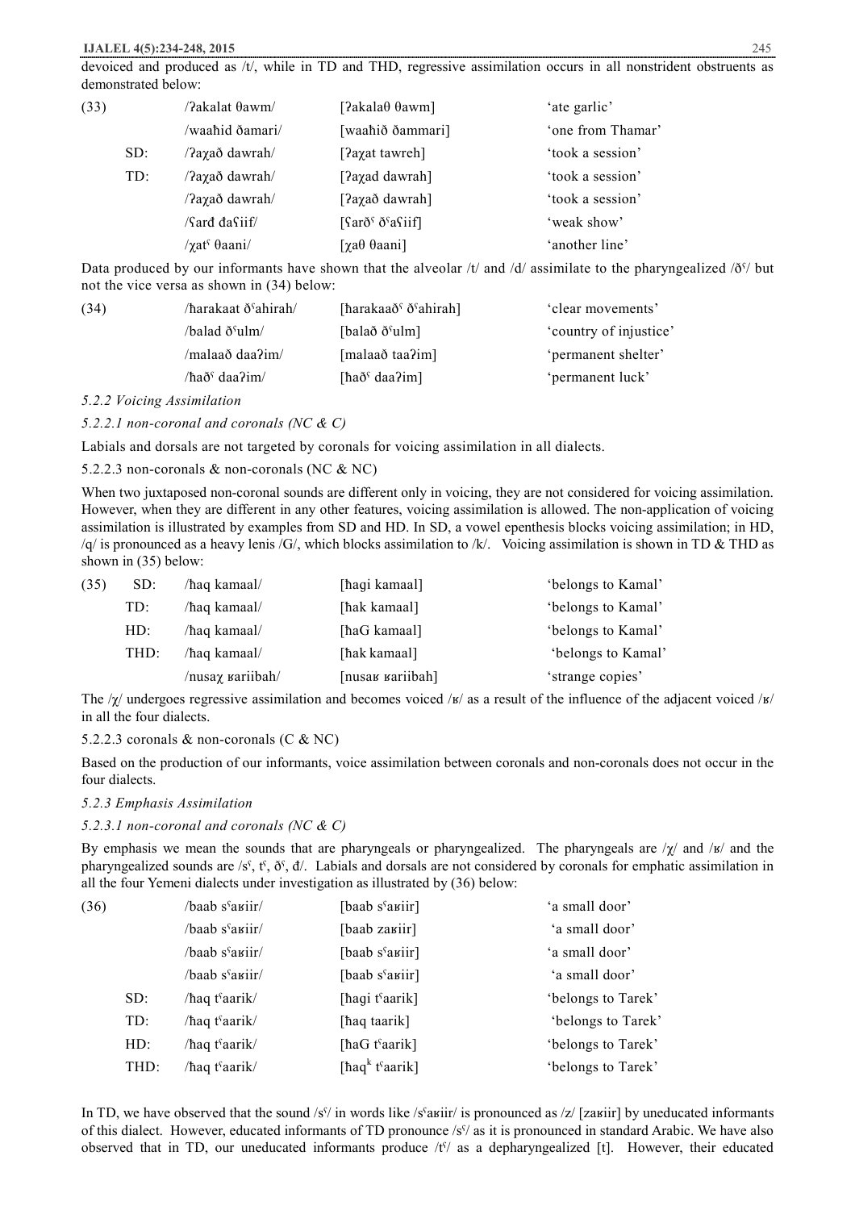devoiced and produced as /t/, while in TD and THD, regressive assimilation occurs in all nonstrident obstruents as demonstrated below:

| | | | |
|---|---|---|---|
| (33) | /ʔakalat θawm/ | [ʔakalaθ θawm] | 'ate garlic' |
| | /waaħid ðamari/ | [waaħið ðammari] | 'one from Thamar' |
| SD: | /ʔaχað dawrah/ | [ʔaχat tawreh] | 'took a session' |
| TD: | /ʔaχað dawrah/ | [ʔaχad dawrah] | 'took a session' |
| | /ʔaχað dawrah/ | [ʔaχað dawrah] | 'took a session' |
| | /ʕarđ đaʕiif/ | [ʕarðˤ ðˤaʕiif] | 'weak show' |
| | /χatˤ θaani/ | [χaθ θaani] | 'another line' |

Data produced by our informants have shown that the alveolar /t/ and /d/ assimilate to the pharyngealized /ðˤ/ but not the vice versa as shown in (34) below:

| | | | |
|---|---|---|---|
| (34) | /ħarakaat ðˤahirah/ | [ħarakaaðˤ ðˤahirah] | 'clear movements' |
| | /balad ðˤulm/ | [balað ðˤulm] | 'country of injustice' |
| | /malaað daaʔim/ | [malaað taaʔim] | 'permanent shelter' |
| | /ħaðˤ daaʔim/ | [ħaðˤ daaʔim] | 'permanent luck' |

*5.2.2 Voicing Assimilation*

*5.2.2.1 non-coronal and coronals (NC & C)*

Labials and dorsals are not targeted by coronals for voicing assimilation in all dialects.

5.2.2.3 non-coronals & non-coronals (NC & NC)

When two juxtaposed non-coronal sounds are different only in voicing, they are not considered for voicing assimilation. However, when they are different in any other features, voicing assimilation is allowed. The non-application of voicing assimilation is illustrated by examples from SD and HD. In SD, a vowel epenthesis blocks voicing assimilation; in HD, /q/ is pronounced as a heavy lenis /G/, which blocks assimilation to /k/. Voicing assimilation is shown in TD & THD as shown in (35) below:

| | | | |
|---|---|---|---|
| (35) SD: | /ħaq kamaal/ | [ħagi kamaal] | 'belongs to Kamal' |
| TD: | /ħaq kamaal/ | [ħak kamaal] | 'belongs to Kamal' |
| HD: | /ħaq kamaal/ | [ħaG kamaal] | 'belongs to Kamal' |
| THD: | /ħaq kamaal/ | [ħak kamaal] | 'belongs to Kamal' |
| | /nusaχ ʁariibah/ | [nusaʁ ʁariibah] | 'strange copies' |

The /χ/ undergoes regressive assimilation and becomes voiced /ʁ/ as a result of the influence of the adjacent voiced /ʁ/ in all the four dialects.

5.2.2.3 coronals & non-coronals (C & NC)

Based on the production of our informants, voice assimilation between coronals and non-coronals does not occur in the four dialects.

*5.2.3 Emphasis Assimilation*

*5.2.3.1 non-coronal and coronals (NC & C)*

By emphasis we mean the sounds that are pharyngeals or pharyngealized. The pharyngeals are /χ/ and /ʁ/ and the pharyngealized sounds are /sˤ, tˤ, ðˤ, đ/. Labials and dorsals are not considered by coronals for emphatic assimilation in all the four Yemeni dialects under investigation as illustrated by (36) below:

| | | | |
|---|---|---|---|
| (36) | /baab sˤaʁiir/ | [baab sˤaʁiir] | 'a small door' |
| | /baab sˤaʁiir/ | [baab zaʁiir] | 'a small door' |
| | /baab sˤaʁiir/ | [baab sˤaʁiir] | 'a small door' |
| | /baab sˤaʁiir/ | [baab sˤaʁiir] | 'a small door' |
| SD: | /ħaq tˤaarik/ | [ħagi tˤaarik] | 'belongs to Tarek' |
| TD: | /ħaq tˤaarik/ | [ħaq taarik] | 'belongs to Tarek' |
| HD: | /ħaq tˤaarik/ | [ħaG tˤaarik] | 'belongs to Tarek' |
| THD: | /ħaq tˤaarik/ | [ħaq$^{k}$ tˤaarik] | 'belongs to Tarek' |

In TD, we have observed that the sound /sˤ/ in words like /sˤaʁiir/ is pronounced as /z/ [zaʁiir] by uneducated informants of this dialect. However, educated informants of TD pronounce /sˤ/ as it is pronounced in standard Arabic. We have also observed that in TD, our uneducated informants produce /tˤ/ as a depharyngealized [t]. However, their educated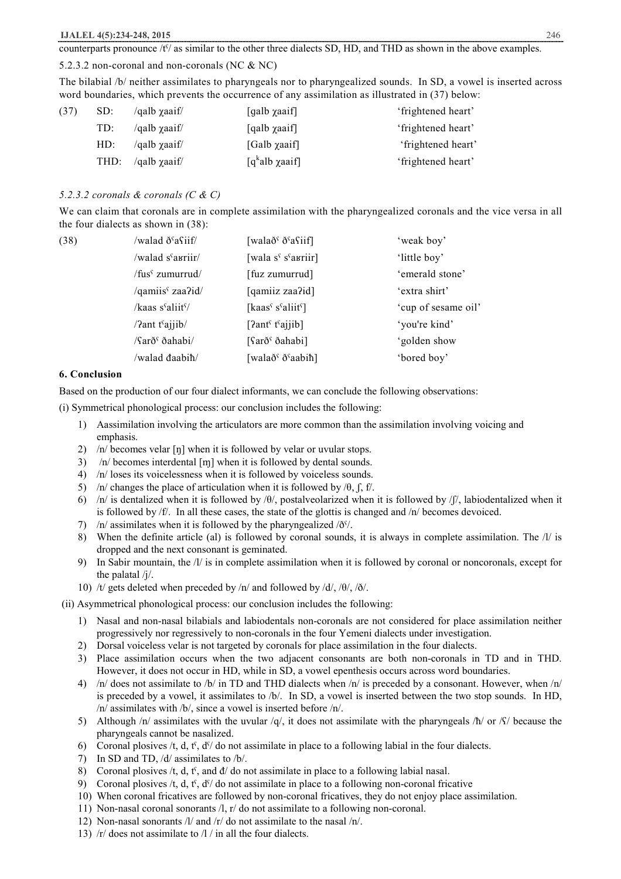counterparts pronounce /tˤ/ as similar to the other three dialects SD, HD, and THD as shown in the above examples.

5.2.3.2 non-coronal and non-coronals (NC & NC)

The bilabial /b/ neither assimilates to pharyngeals nor to pharyngealized sounds. In SD, a vowel is inserted across word boundaries, which prevents the occurrence of any assimilation as illustrated in (37) below:

| | | | | |
|---|---|---|---|---|
| (37) | SD: | /qalb χaaif/ | [ɡalb χaaif] | 'frightened heart' |
| | TD: | /qalb χaaif/ | [qalb χaaif] | 'frightened heart' |
| | HD: | /qalb χaaif/ | [Galb χaaif] | 'frightened heart' |
| | THD: | /qalb χaaif/ | [qᵏalb χaaif] | 'frightened heart' |

*5.2.3.2 coronals & coronals (C & C)*

We can claim that coronals are in complete assimilation with the pharyngealized coronals and the vice versa in all the four dialects as shown in (38):

| | | | |
|---|---|---|---|
| (38) | /walad ðˤaʕiif/ | [walaðˤ ðˤaʕiif] | 'weak boy' |
| | /walad sˤaʁriir/ | [wala sˤ sˤaʁriir] | 'little boy' |
| | /fusˤ zumurrud/ | [fuz zumurrud] | 'emerald stone' |
| | /qamiisˤ zaaʔid/ | [qamiiz zaaʔid] | 'extra shirt' |
| | /kaas sˤaliitˤ/ | [kaasˤ sˤaliitˤ] | 'cup of sesame oil' |
| | /ʔant tˤajjib/ | [ʔantˤ tˤajjib] | 'you're kind' |
| | /ʕarðˤ ðahabi/ | [ʕarðˤ ðahabi] | 'golden show |
| | /walad đaabiħ/ | [walaðˤ ðˤaabiħ] | 'bored boy' |

## 6. Conclusion

Based on the production of our four dialect informants, we can conclude the following observations:

(i) Symmetrical phonological process: our conclusion includes the following:

1) Aassimilation involving the articulators are more common than the assimilation involving voicing and emphasis.
2) /n/ becomes velar [ŋ] when it is followed by velar or uvular stops.
3) /n/ becomes interdental [n̪] when it is followed by dental sounds.
4) /n/ loses its voicelessness when it is followed by voiceless sounds.
5) /n/ changes the place of articulation when it is followed by /θ, ʃ, f/.
6) /n/ is dentalized when it is followed by /θ/, postalveolarized when it is followed by /ʃ/, labiodentalized when it is followed by /f/. In all these cases, the state of the glottis is changed and /n/ becomes devoiced.
7) /n/ assimilates when it is followed by the pharyngealized /ðˤ/.
8) When the definite article (al) is followed by coronal sounds, it is always in complete assimilation. The /l/ is dropped and the next consonant is geminated.
9) In Sabir mountain, the /l/ is in complete assimilation when it is followed by coronal or noncoronals, except for the palatal /j/.
10) /t/ gets deleted when preceded by /n/ and followed by /d/, /θ/, /ð/.

(ii) Asymmetrical phonological process: our conclusion includes the following:

1) Nasal and non-nasal bilabials and labiodentals non-coronals are not considered for place assimilation neither progressively nor regressively to non-coronals in the four Yemeni dialects under investigation.
2) Dorsal voiceless velar is not targeted by coronals for place assimilation in the four dialects.
3) Place assimilation occurs when the two adjacent consonants are both non-coronals in TD and in THD. However, it does not occur in HD, while in SD, a vowel epenthesis occurs across word boundaries.
4) /n/ does not assimilate to /b/ in TD and THD dialects when /n/ is preceded by a consonant. However, when /n/ is preceded by a vowel, it assimilates to /b/. In SD, a vowel is inserted between the two stop sounds. In HD, /n/ assimilates with /b/, since a vowel is inserted before /n/.
5) Although /n/ assimilates with the uvular /q/, it does not assimilate with the pharyngeals /ħ/ or /ʕ/ because the pharyngeals cannot be nasalized.
6) Coronal plosives /t, d, tˤ, dˤ/ do not assimilate in place to a following labial in the four dialects.
7) In SD and TD, /d/ assimilates to /b/.
8) Coronal plosives /t, d, tˤ, and đ/ do not assimilate in place to a following labial nasal.
9) Coronal plosives /t, d, tˤ, dˤ/ do not assimilate in place to a following non-coronal fricative
10) When coronal fricatives are followed by non-coronal fricatives, they do not enjoy place assimilation.
11) Non-nasal coronal sonorants /l, r/ do not assimilate to a following non-coronal.
12) Non-nasal sonorants /l/ and /r/ do not assimilate to the nasal /n/.
13) /r/ does not assimilate to /l / in all the four dialects.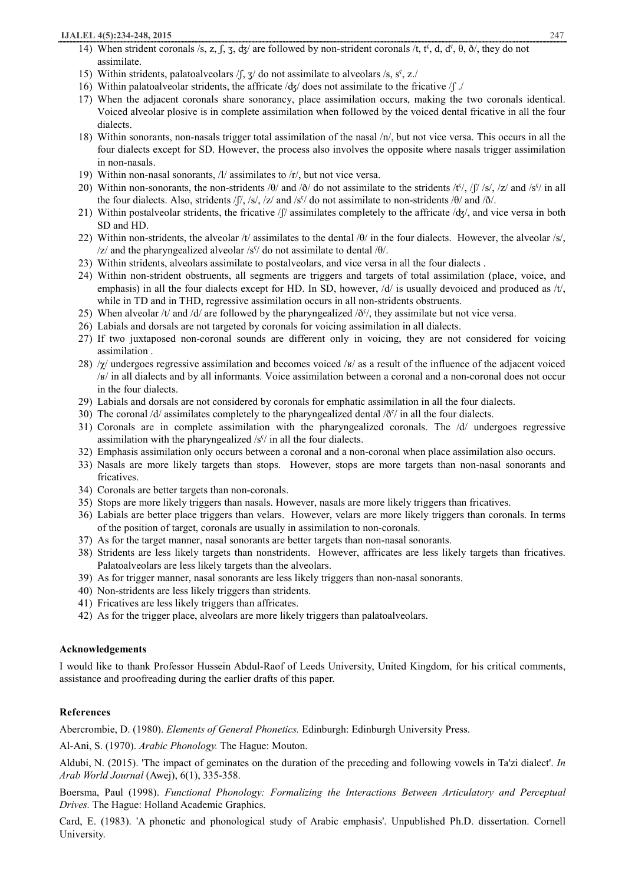14) When strident coronals /s, z, ʃ, ʒ, ʤ/ are followed by non-strident coronals /t, tˤ, d, dˤ, θ, ð/, they do not assimilate.
15) Within stridents, palatoalveolars /ʃ, ʒ/ do not assimilate to alveolars /s, sˤ, z./
16) Within palatoalveolar stridents, the affricate /ʤ/ does not assimilate to the fricative /ʃ ./
17) When the adjacent coronals share sonorancy, place assimilation occurs, making the two coronals identical. Voiced alveolar plosive is in complete assimilation when followed by the voiced dental fricative in all the four dialects.
18) Within sonorants, non-nasals trigger total assimilation of the nasal /n/, but not vice versa. This occurs in all the four dialects except for SD. However, the process also involves the opposite where nasals trigger assimilation in non-nasals.
19) Within non-nasal sonorants, /l/ assimilates to /r/, but not vice versa.
20) Within non-sonorants, the non-stridents /θ/ and /ð/ do not assimilate to the stridents /tˤ/, /ʃ/ /s/, /z/ and /sˤ/ in all the four dialects. Also, stridents /ʃ/, /s/, /z/ and /sˤ/ do not assimilate to non-stridents /θ/ and /ð/.
21) Within postalveolar stridents, the fricative /ʃ/ assimilates completely to the affricate /ʤ/, and vice versa in both SD and HD.
22) Within non-stridents, the alveolar /t/ assimilates to the dental /θ/ in the four dialects. However, the alveolar /s/, /z/ and the pharyngealized alveolar /sˤ/ do not assimilate to dental /θ/.
23) Within stridents, alveolars assimilate to postalveolars, and vice versa in all the four dialects .
24) Within non-strident obstruents, all segments are triggers and targets of total assimilation (place, voice, and emphasis) in all the four dialects except for HD. In SD, however, /d/ is usually devoiced and produced as /t/, while in TD and in THD, regressive assimilation occurs in all non-stridents obstruents.
25) When alveolar /t/ and /d/ are followed by the pharyngealized /ðˤ/, they assimilate but not vice versa.
26) Labials and dorsals are not targeted by coronals for voicing assimilation in all dialects.
27) If two juxtaposed non-coronal sounds are different only in voicing, they are not considered for voicing assimilation .
28) /χ/ undergoes regressive assimilation and becomes voiced /ʁ/ as a result of the influence of the adjacent voiced /ʁ/ in all dialects and by all informants. Voice assimilation between a coronal and a non-coronal does not occur in the four dialects.
29) Labials and dorsals are not considered by coronals for emphatic assimilation in all the four dialects.
30) The coronal /d/ assimilates completely to the pharyngealized dental /ðˤ/ in all the four dialects.
31) Coronals are in complete assimilation with the pharyngealized coronals. The /d/ undergoes regressive assimilation with the pharyngealized /sˤ/ in all the four dialects.
32) Emphasis assimilation only occurs between a coronal and a non-coronal when place assimilation also occurs.
33) Nasals are more likely targets than stops. However, stops are more targets than non-nasal sonorants and fricatives.
34) Coronals are better targets than non-coronals.
35) Stops are more likely triggers than nasals. However, nasals are more likely triggers than fricatives.
36) Labials are better place triggers than velars. However, velars are more likely triggers than coronals. In terms of the position of target, coronals are usually in assimilation to non-coronals.
37) As for the target manner, nasal sonorants are better targets than non-nasal sonorants.
38) Stridents are less likely targets than nonstridents. However, affricates are less likely targets than fricatives. Palatoalveolars are less likely targets than the alveolars.
39) As for trigger manner, nasal sonorants are less likely triggers than non-nasal sonorants.
40) Non-stridents are less likely triggers than stridents.
41) Fricatives are less likely triggers than affricates.
42) As for the trigger place, alveolars are more likely triggers than palatoalveolars.

## Acknowledgements

I would like to thank Professor Hussein Abdul-Raof of Leeds University, United Kingdom, for his critical comments, assistance and proofreading during the earlier drafts of this paper.

## References

Abercrombie, D. (1980). *Elements of General Phonetics.* Edinburgh: Edinburgh University Press.

Al-Ani, S. (1970). *Arabic Phonology.* The Hague: Mouton.

Aldubi, N. (2015). 'The impact of geminates on the duration of the preceding and following vowels in Ta'zi dialect'. *In Arab World Journal* (Awej), 6(1), 335-358.

Boersma, Paul (1998). *Functional Phonology: Formalizing the Interactions Between Articulatory and Perceptual Drives.* The Hague: Holland Academic Graphics.

Card, E. (1983). 'A phonetic and phonological study of Arabic emphasis'. Unpublished Ph.D. dissertation. Cornell University.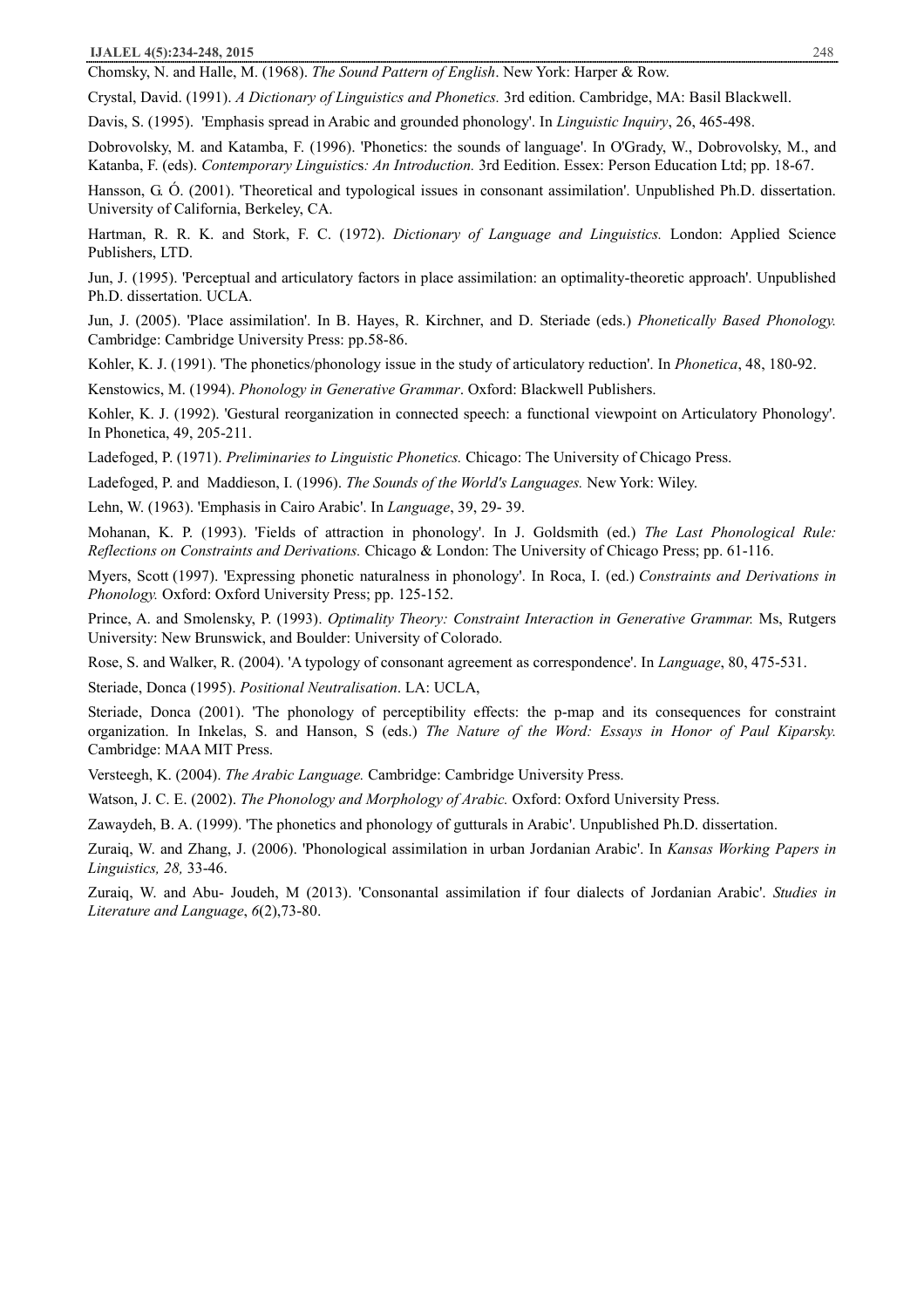Chomsky, N. and Halle, M. (1968). *The Sound Pattern of English*. New York: Harper & Row.

Crystal, David. (1991). *A Dictionary of Linguistics and Phonetics.* 3rd edition. Cambridge, MA: Basil Blackwell.

Davis, S. (1995). 'Emphasis spread in Arabic and grounded phonology'. In *Linguistic Inquiry*, 26, 465-498.

Dobrovolsky, M. and Katamba, F. (1996). 'Phonetics: the sounds of language'. In O'Grady, W., Dobrovolsky, M., and Katanba, F. (eds). *Contemporary Linguistics: An Introduction.* 3rd Eedition. Essex: Person Education Ltd; pp. 18-67.

Hansson, G. Ó. (2001). 'Theoretical and typological issues in consonant assimilation'. Unpublished Ph.D. dissertation. University of California, Berkeley, CA.

Hartman, R. R. K. and Stork, F. C. (1972). *Dictionary of Language and Linguistics.* London: Applied Science Publishers, LTD.

Jun, J. (1995). 'Perceptual and articulatory factors in place assimilation: an optimality-theoretic approach'. Unpublished Ph.D. dissertation. UCLA.

Jun, J. (2005). 'Place assimilation'. In B. Hayes, R. Kirchner, and D. Steriade (eds.) *Phonetically Based Phonology.* Cambridge: Cambridge University Press: pp.58-86.

Kohler, K. J. (1991). 'The phonetics/phonology issue in the study of articulatory reduction'. In *Phonetica*, 48, 180-92.

Kenstowics, M. (1994). *Phonology in Generative Grammar*. Oxford: Blackwell Publishers.

Kohler, K. J. (1992). 'Gestural reorganization in connected speech: a functional viewpoint on Articulatory Phonology'. In Phonetica, 49, 205-211.

Ladefoged, P. (1971). *Preliminaries to Linguistic Phonetics.* Chicago: The University of Chicago Press.

Ladefoged, P. and Maddieson, I. (1996). *The Sounds of the World's Languages.* New York: Wiley.

Lehn, W. (1963). 'Emphasis in Cairo Arabic'. In *Language*, 39, 29- 39.

Mohanan, K. P. (1993). 'Fields of attraction in phonology'. In J. Goldsmith (ed.) *The Last Phonological Rule: Reflections on Constraints and Derivations.* Chicago & London: The University of Chicago Press; pp. 61-116.

Myers, Scott (1997). 'Expressing phonetic naturalness in phonology'. In Roca, I. (ed.) *Constraints and Derivations in Phonology.* Oxford: Oxford University Press; pp. 125-152.

Prince, A. and Smolensky, P. (1993). *Optimality Theory: Constraint Interaction in Generative Grammar.* Ms, Rutgers University: New Brunswick, and Boulder: University of Colorado.

Rose, S. and Walker, R. (2004). 'A typology of consonant agreement as correspondence'. In *Language*, 80, 475-531.

Steriade, Donca (1995). *Positional Neutralisation*. LA: UCLA,

Steriade, Donca (2001). 'The phonology of perceptibility effects: the p-map and its consequences for constraint organization. In Inkelas, S. and Hanson, S (eds.) *The Nature of the Word: Essays in Honor of Paul Kiparsky.* Cambridge: MAA MIT Press.

Versteegh, K. (2004). *The Arabic Language.* Cambridge: Cambridge University Press.

Watson, J. C. E. (2002). *The Phonology and Morphology of Arabic.* Oxford: Oxford University Press.

Zawaydeh, B. A. (1999). 'The phonetics and phonology of gutturals in Arabic'. Unpublished Ph.D. dissertation.

Zuraiq, W. and Zhang, J. (2006). 'Phonological assimilation in urban Jordanian Arabic'. In *Kansas Working Papers in Linguistics, 28,* 33-46.

Zuraiq, W. and Abu- Joudeh, M (2013). 'Consonantal assimilation if four dialects of Jordanian Arabic'. *Studies in Literature and Language*, *6*(2),73-80.